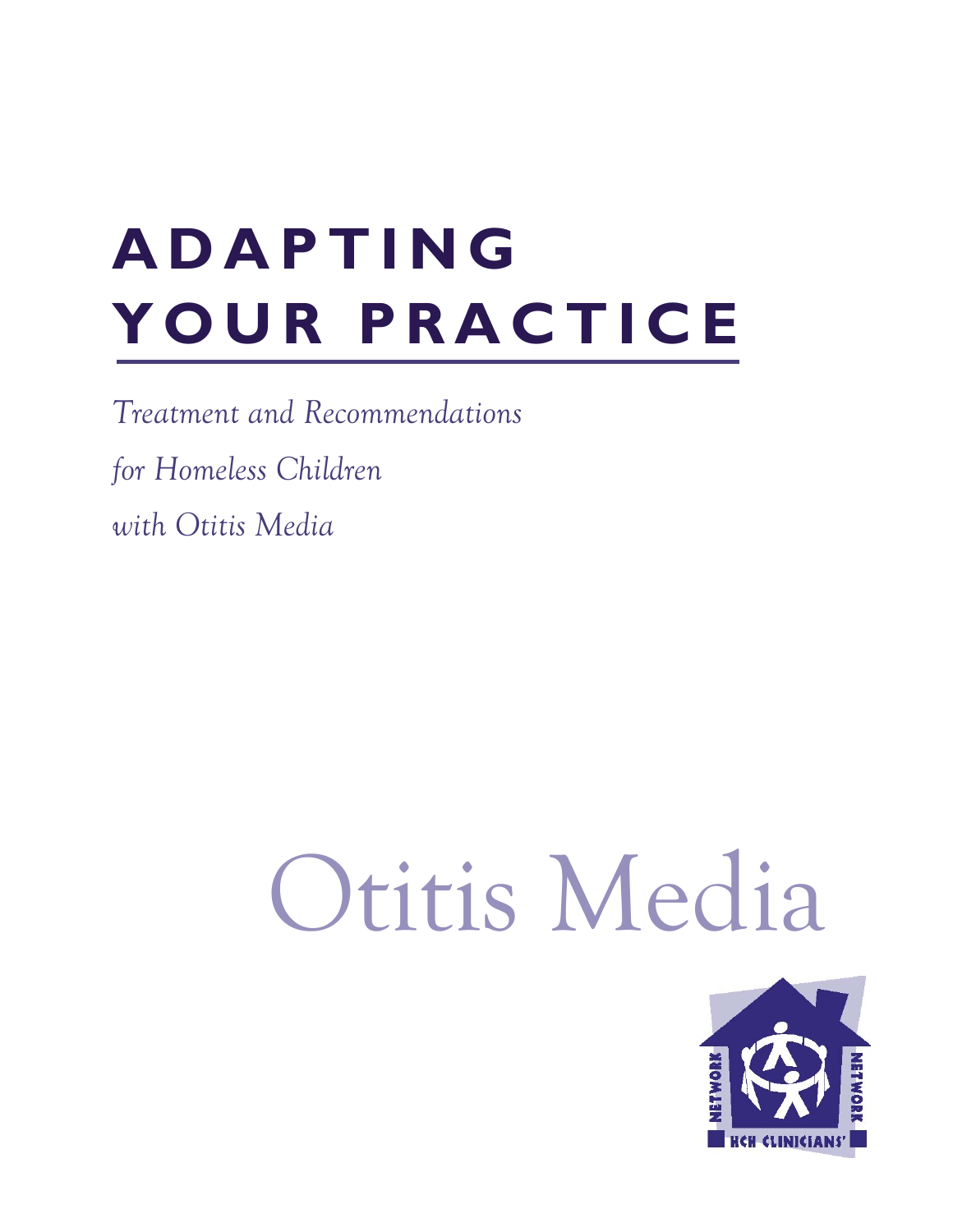# ADAPTING YOUR PRACTICE

*Treatment and Recommendations for Homeless Children with Otitis Media*

# Otitis Media

NETWORK HCH CLINICIANS' NETWORK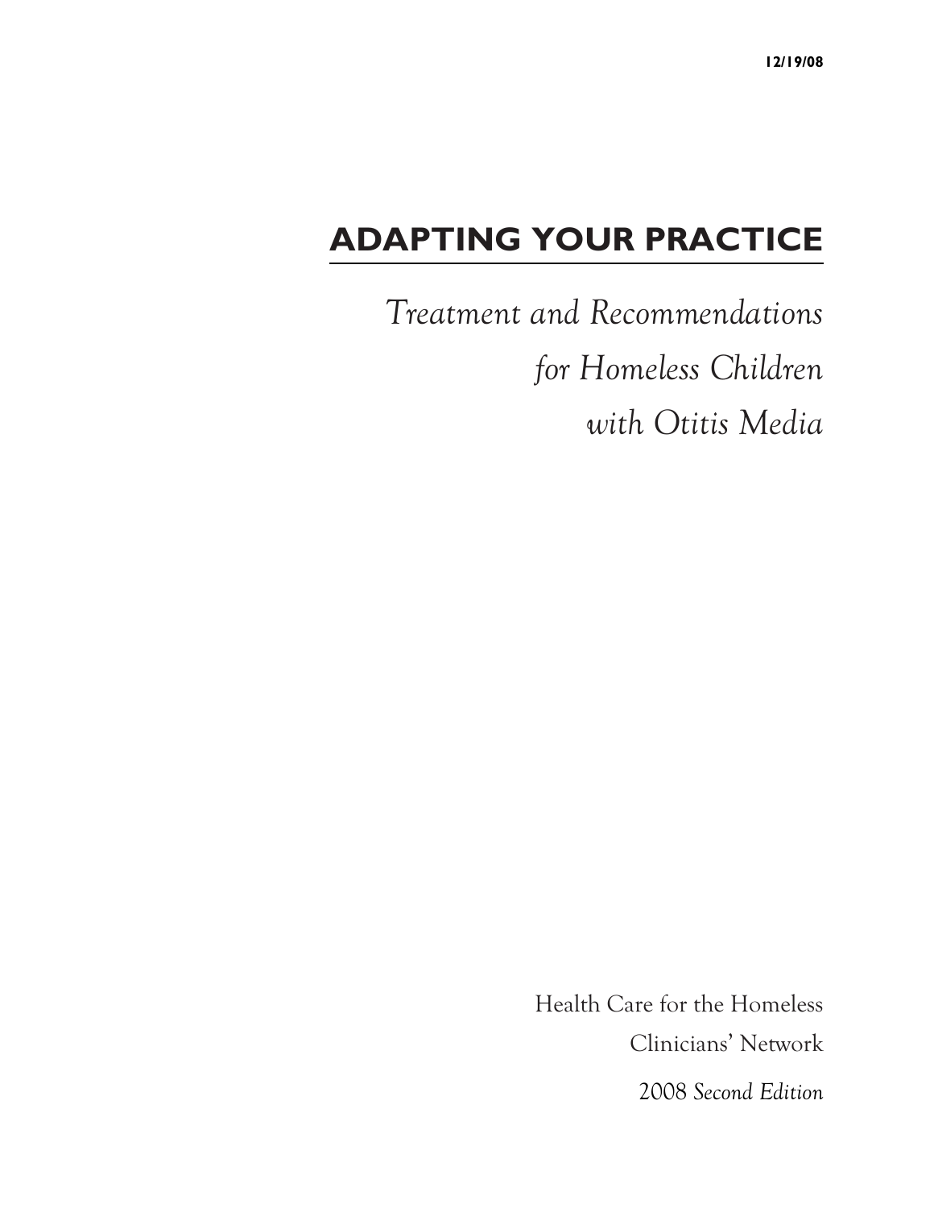12/19/08

# ADAPTING YOUR PRACTICE

*Treatment and Recommendations for Homeless Children with Otitis Media*

Health Care for the Homeless Clinicians' Network

2008 *Second Edition*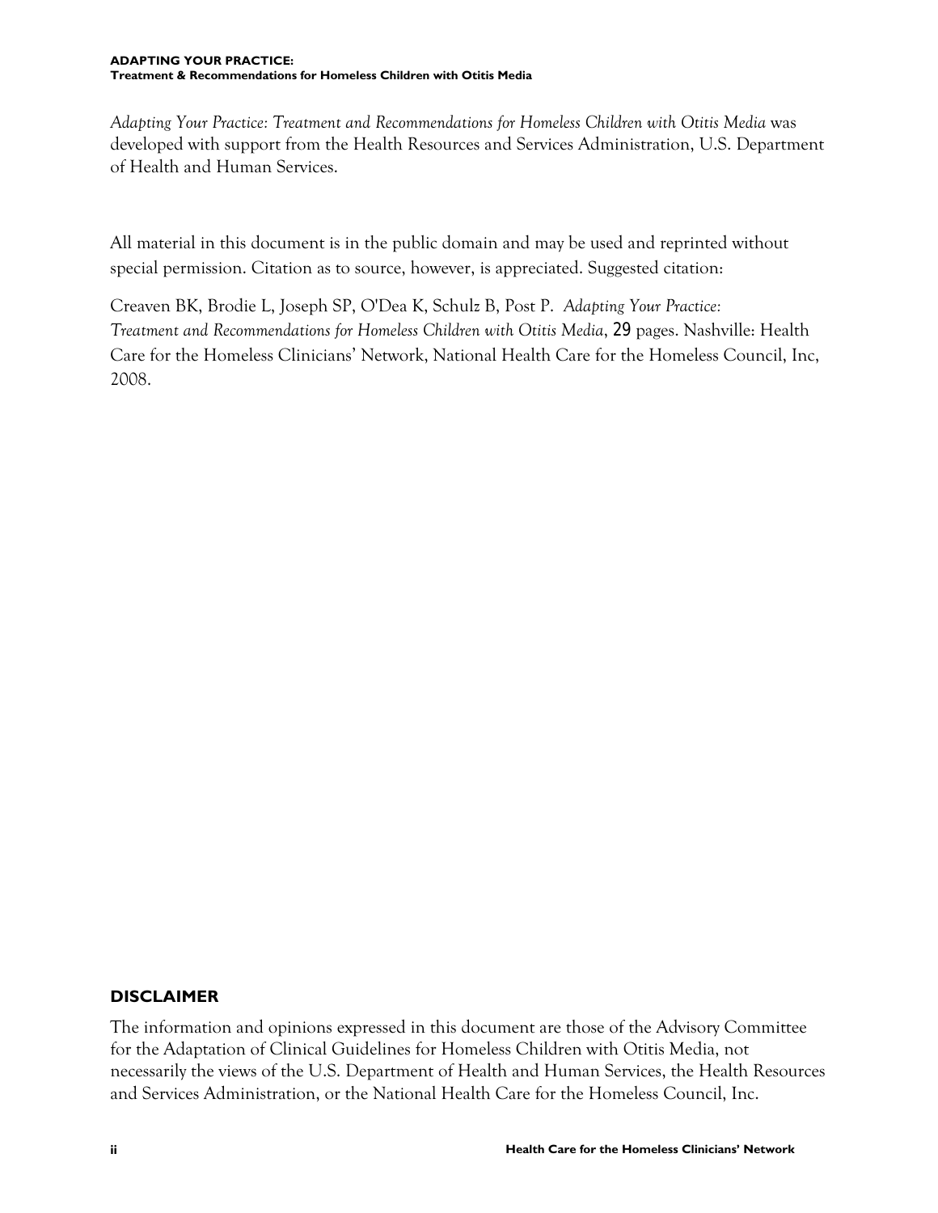*Adapting Your Practice: Treatment and Recommendations for Homeless Children with Otitis Media* was developed with support from the Health Resources and Services Administration, U.S. Department of Health and Human Services.

All material in this document is in the public domain and may be used and reprinted without special permission. Citation as to source, however, is appreciated. Suggested citation:

Creaven BK, Brodie L, Joseph SP, O'Dea K, Schulz B, Post P. *Adapting Your Practice: Treatment and Recommendations for Homeless Children with Otitis Media*, 29 pages. Nashville: Health Care for the Homeless Clinicians' Network, National Health Care for the Homeless Council, Inc, 2008.

## DISCLAIMER

The information and opinions expressed in this document are those of the Advisory Committee for the Adaptation of Clinical Guidelines for Homeless Children with Otitis Media, not necessarily the views of the U.S. Department of Health and Human Services, the Health Resources and Services Administration, or the National Health Care for the Homeless Council, Inc.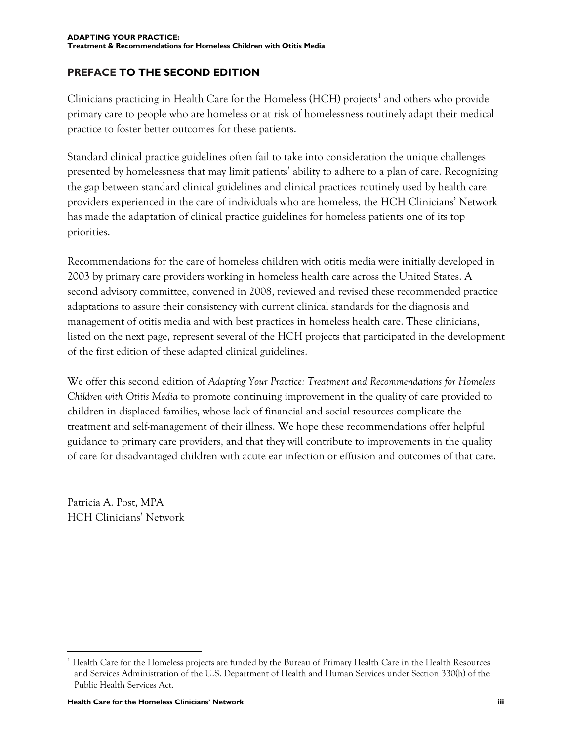## PREFACE TO THE SECOND EDITION

Clinicians practicing in Health Care for the Homeless (HCH) projects[1] and others who provide primary care to people who are homeless or at risk of homelessness routinely adapt their medical practice to foster better outcomes for these patients.

Standard clinical practice guidelines often fail to take into consideration the unique challenges presented by homelessness that may limit patients' ability to adhere to a plan of care. Recognizing the gap between standard clinical guidelines and clinical practices routinely used by health care providers experienced in the care of individuals who are homeless, the HCH Clinicians' Network has made the adaptation of clinical practice guidelines for homeless patients one of its top priorities.

Recommendations for the care of homeless children with otitis media were initially developed in 2003 by primary care providers working in homeless health care across the United States. A second advisory committee, convened in 2008, reviewed and revised these recommended practice adaptations to assure their consistency with current clinical standards for the diagnosis and management of otitis media and with best practices in homeless health care. These clinicians, listed on the next page, represent several of the HCH projects that participated in the development of the first edition of these adapted clinical guidelines.

We offer this second edition of *Adapting Your Practice: Treatment and Recommendations for Homeless Children with Otitis Media* to promote continuing improvement in the quality of care provided to children in displaced families, whose lack of financial and social resources complicate the treatment and self-management of their illness. We hope these recommendations offer helpful guidance to primary care providers, and that they will contribute to improvements in the quality of care for disadvantaged children with acute ear infection or effusion and outcomes of that care.

Patricia A. Post, MPA
HCH Clinicians' Network

---

[1] Health Care for the Homeless projects are funded by the Bureau of Primary Health Care in the Health Resources and Services Administration of the U.S. Department of Health and Human Services under Section 330(h) of the Public Health Services Act.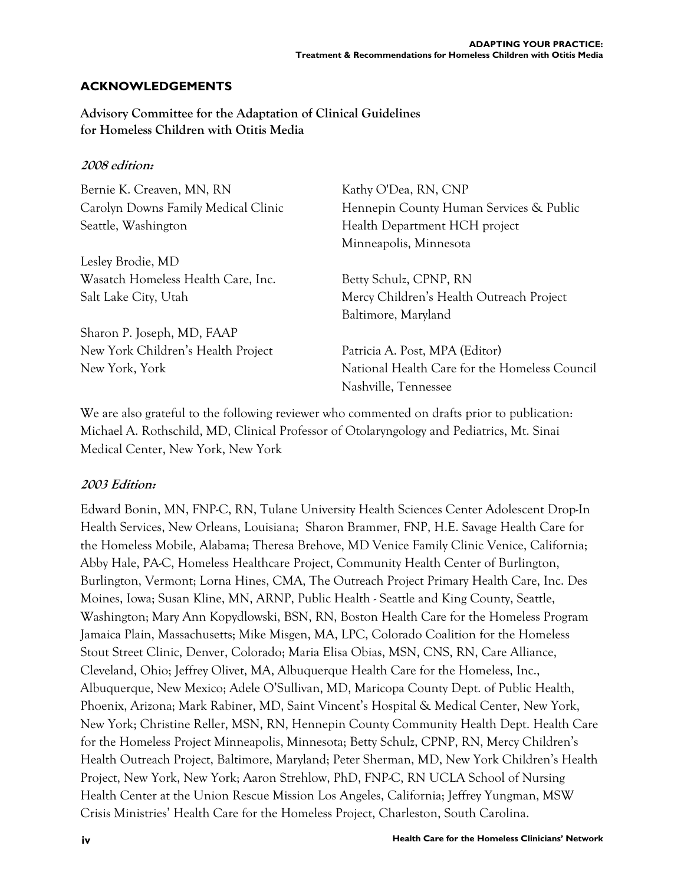## ACKNOWLEDGEMENTS

**Advisory Committee for the Adaptation of Clinical Guidelines for Homeless Children with Otitis Media**

***2008 edition:***

Bernie K. Creaven, MN, RN
Carolyn Downs Family Medical Clinic
Seattle, Washington

Lesley Brodie, MD
Wasatch Homeless Health Care, Inc.
Salt Lake City, Utah

Sharon P. Joseph, MD, FAAP
New York Children's Health Project
New York, York

Kathy O'Dea, RN, CNP
Hennepin County Human Services & Public Health Department HCH project
Minneapolis, Minnesota

Betty Schulz, CPNP, RN
Mercy Children's Health Outreach Project
Baltimore, Maryland

Patricia A. Post, MPA (Editor)
National Health Care for the Homeless Council
Nashville, Tennessee

We are also grateful to the following reviewer who commented on drafts prior to publication: Michael A. Rothschild, MD, Clinical Professor of Otolaryngology and Pediatrics, Mt. Sinai Medical Center, New York, New York

***2003 Edition:***

Edward Bonin, MN, FNP-C, RN, Tulane University Health Sciences Center Adolescent Drop-In Health Services, New Orleans, Louisiana; Sharon Brammer, FNP, H.E. Savage Health Care for the Homeless Mobile, Alabama; Theresa Brehove, MD Venice Family Clinic Venice, California; Abby Hale, PA-C, Homeless Healthcare Project, Community Health Center of Burlington, Burlington, Vermont; Lorna Hines, CMA, The Outreach Project Primary Health Care, Inc. Des Moines, Iowa; Susan Kline, MN, ARNP, Public Health - Seattle and King County, Seattle, Washington; Mary Ann Kopydlowski, BSN, RN, Boston Health Care for the Homeless Program Jamaica Plain, Massachusetts; Mike Misgen, MA, LPC, Colorado Coalition for the Homeless Stout Street Clinic, Denver, Colorado; Maria Elisa Obias, MSN, CNS, RN, Care Alliance, Cleveland, Ohio; Jeffrey Olivet, MA, Albuquerque Health Care for the Homeless, Inc., Albuquerque, New Mexico; Adele O'Sullivan, MD, Maricopa County Dept. of Public Health, Phoenix, Arizona; Mark Rabiner, MD, Saint Vincent's Hospital & Medical Center, New York, New York; Christine Reller, MSN, RN, Hennepin County Community Health Dept. Health Care for the Homeless Project Minneapolis, Minnesota; Betty Schulz, CPNP, RN, Mercy Children's Health Outreach Project, Baltimore, Maryland; Peter Sherman, MD, New York Children's Health Project, New York, New York; Aaron Strehlow, PhD, FNP-C, RN UCLA School of Nursing Health Center at the Union Rescue Mission Los Angeles, California; Jeffrey Yungman, MSW Crisis Ministries' Health Care for the Homeless Project, Charleston, South Carolina.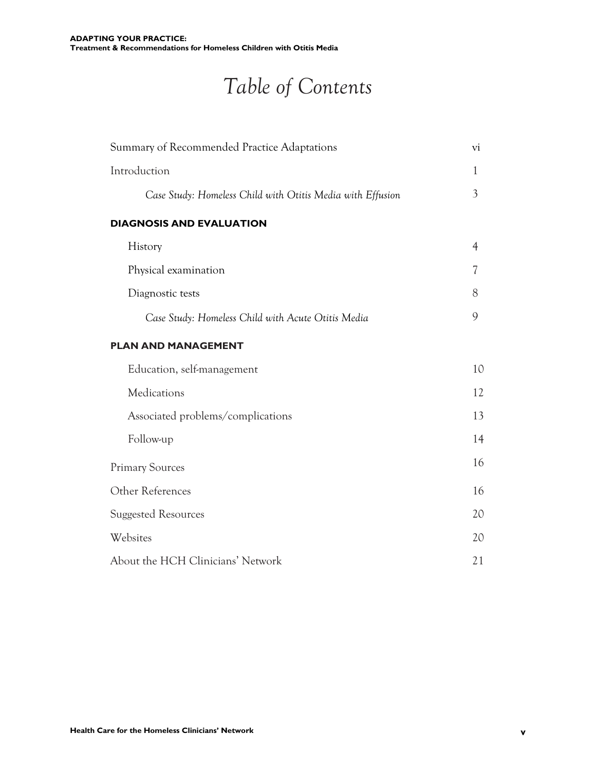# *Table of Contents*

| | |
|---|---|
| Summary of Recommended Practice Adaptations | vi |
| Introduction | 1 |
| *Case Study: Homeless Child with Otitis Media with Effusion* | 3 |
| **DIAGNOSIS AND EVALUATION** | |
| History | 4 |
| Physical examination | 7 |
| Diagnostic tests | 8 |
| *Case Study: Homeless Child with Acute Otitis Media* | 9 |
| **PLAN AND MANAGEMENT** | |
| Education, self-management | 10 |
| Medications | 12 |
| Associated problems/complications | 13 |
| Follow-up | 14 |
| Primary Sources | 16 |
| Other References | 16 |
| Suggested Resources | 20 |
| Websites | 20 |
| About the HCH Clinicians' Network | 21 |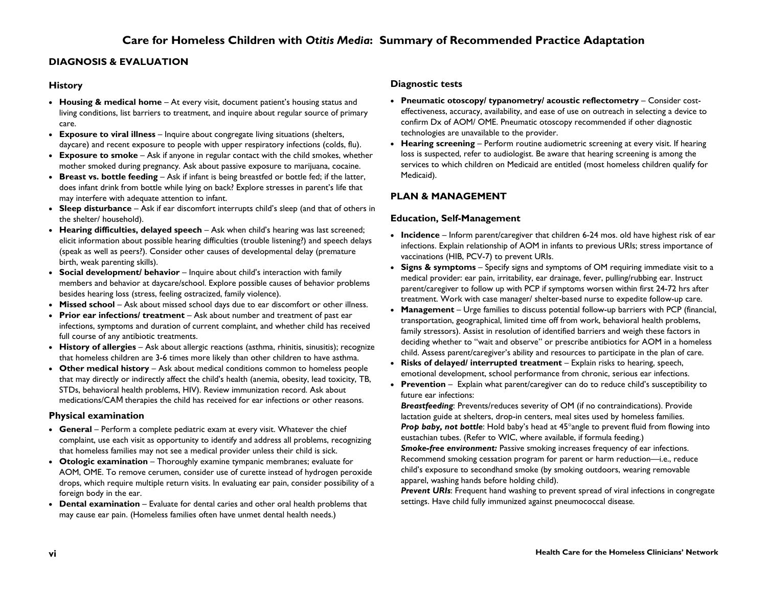# Care for Homeless Children with *Otitis Media*: Summary of Recommended Practice Adaptation

## DIAGNOSIS & EVALUATION

### History

- **Housing & medical home** – At every visit, document patient's housing status and living conditions, list barriers to treatment, and inquire about regular source of primary care.
- **Exposure to viral illness** – Inquire about congregate living situations (shelters, daycare) and recent exposure to people with upper respiratory infections (colds, flu).
- **Exposure to smoke** – Ask if anyone in regular contact with the child smokes, whether mother smoked during pregnancy. Ask about passive exposure to marijuana, cocaine.
- **Breast vs. bottle feeding** – Ask if infant is being breastfed or bottle fed; if the latter, does infant drink from bottle while lying on back? Explore stresses in parent's life that may interfere with adequate attention to infant.
- **Sleep disturbance** – Ask if ear discomfort interrupts child's sleep (and that of others in the shelter/ household).
- **Hearing difficulties, delayed speech** – Ask when child's hearing was last screened; elicit information about possible hearing difficulties (trouble listening?) and speech delays (speak as well as peers?). Consider other causes of developmental delay (premature birth, weak parenting skills).
- **Social development/ behavior** – Inquire about child's interaction with family members and behavior at daycare/school. Explore possible causes of behavior problems besides hearing loss (stress, feeling ostracized, family violence).
- **Missed school** – Ask about missed school days due to ear discomfort or other illness.
- **Prior ear infections/ treatment** – Ask about number and treatment of past ear infections, symptoms and duration of current complaint, and whether child has received full course of any antibiotic treatments.
- **History of allergies** – Ask about allergic reactions (asthma, rhinitis, sinusitis); recognize that homeless children are 3-6 times more likely than other children to have asthma.
- **Other medical history** – Ask about medical conditions common to homeless people that may directly or indirectly affect the child's health (anemia, obesity, lead toxicity, TB, STDs, behavioral health problems, HIV). Review immunization record. Ask about medications/CAM therapies the child has received for ear infections or other reasons.

### Physical examination

- **General** – Perform a complete pediatric exam at every visit. Whatever the chief complaint, use each visit as opportunity to identify and address all problems, recognizing that homeless families may not see a medical provider unless their child is sick.
- **Otologic examination** – Thoroughly examine tympanic membranes; evaluate for AOM, OME. To remove cerumen, consider use of curette instead of hydrogen peroxide drops, which require multiple return visits. In evaluating ear pain, consider possibility of a foreign body in the ear.
- **Dental examination** – Evaluate for dental caries and other oral health problems that may cause ear pain. (Homeless families often have unmet dental health needs.)

### Diagnostic tests

- **Pneumatic otoscopy/ typanometry/ acoustic reflectometry** – Consider cost-effectiveness, accuracy, availability, and ease of use on outreach in selecting a device to confirm Dx of AOM/ OME. Pneumatic otoscopy recommended if other diagnostic technologies are unavailable to the provider.
- **Hearing screening** – Perform routine audiometric screening at every visit. If hearing loss is suspected, refer to audiologist. Be aware that hearing screening is among the services to which children on Medicaid are entitled (most homeless children qualify for Medicaid).

## PLAN & MANAGEMENT

### Education, Self-Management

- **Incidence** – Inform parent/caregiver that children 6-24 mos. old have highest risk of ear infections. Explain relationship of AOM in infants to previous URIs; stress importance of vaccinations (HIB, PCV-7) to prevent URIs.
- **Signs & symptoms** – Specify signs and symptoms of OM requiring immediate visit to a medical provider: ear pain, irritability, ear drainage, fever, pulling/rubbing ear. Instruct parent/caregiver to follow up with PCP if symptoms worsen within first 24-72 hrs after treatment. Work with case manager/ shelter-based nurse to expedite follow-up care.
- **Management** – Urge families to discuss potential follow-up barriers with PCP (financial, transportation, geographical, limited time off from work, behavioral health problems, family stressors). Assist in resolution of identified barriers and weigh these factors in deciding whether to "wait and observe" or prescribe antibiotics for AOM in a homeless child. Assess parent/caregiver's ability and resources to participate in the plan of care.
- **Risks of delayed/ interrupted treatment** – Explain risks to hearing, speech, emotional development, school performance from chronic, serious ear infections.
- **Prevention** – Explain what parent/caregiver can do to reduce child's susceptibility to future ear infections:
  ***Breastfeeding***: Prevents/reduces severity of OM (if no contraindications). Provide lactation guide at shelters, drop-in centers, meal sites used by homeless families.
  ***Prop baby, not bottle***: Hold baby's head at 45°angle to prevent fluid from flowing into eustachian tubes. (Refer to WIC, where available, if formula feeding.)
  ***Smoke-free environment:*** Passive smoking increases frequency of ear infections. Recommend smoking cessation program for parent or harm reduction—i.e., reduce child's exposure to secondhand smoke (by smoking outdoors, wearing removable apparel, washing hands before holding child).
  ***Prevent URIs***: Frequent hand washing to prevent spread of viral infections in congregate settings. Have child fully immunized against pneumococcal disease.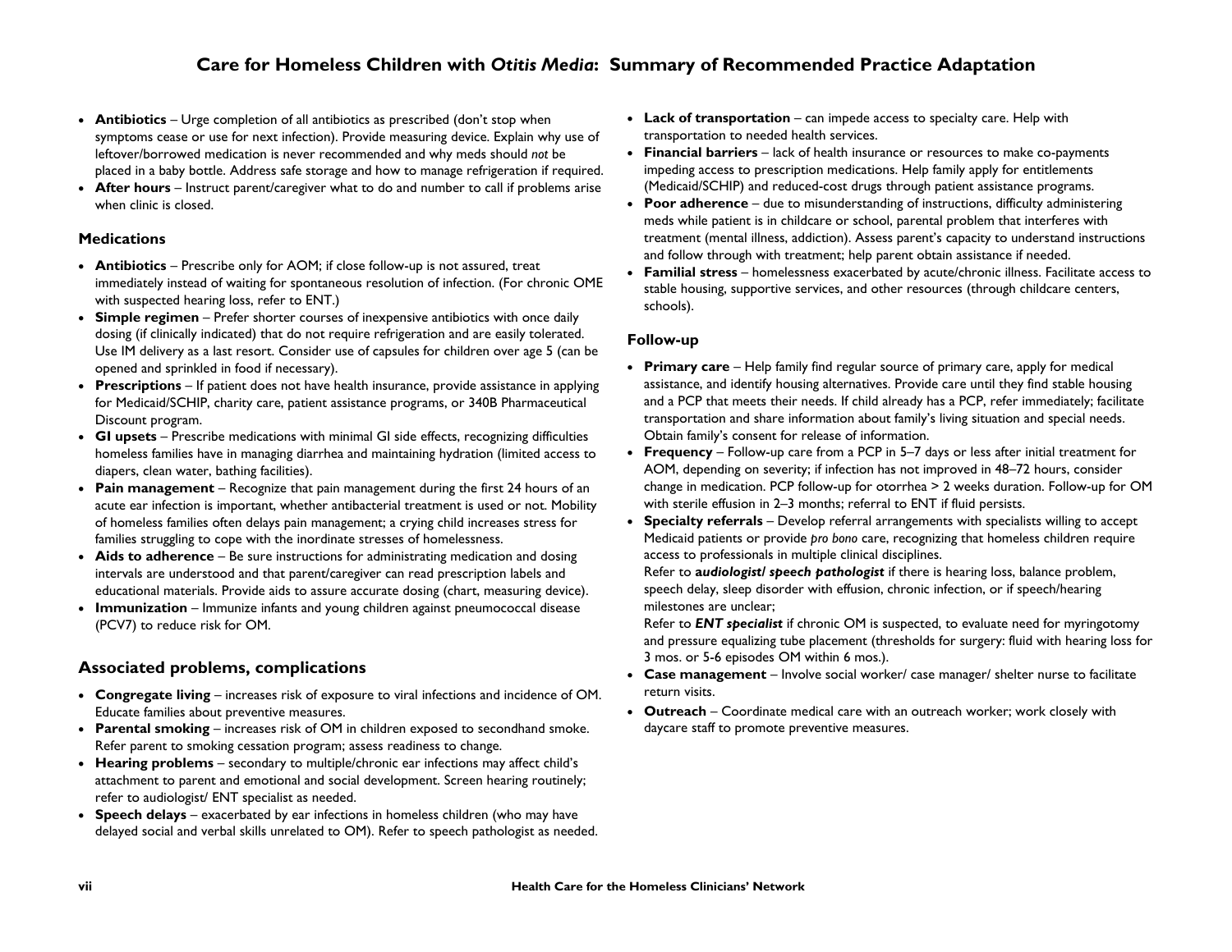# Care for Homeless Children with *Otitis Media*: Summary of Recommended Practice Adaptation

- **Antibiotics** – Urge completion of all antibiotics as prescribed (don't stop when symptoms cease or use for next infection). Provide measuring device. Explain why use of leftover/borrowed medication is never recommended and why meds should *not* be placed in a baby bottle. Address safe storage and how to manage refrigeration if required.
- **After hours** – Instruct parent/caregiver what to do and number to call if problems arise when clinic is closed.

### Medications

- **Antibiotics** – Prescribe only for AOM; if close follow-up is not assured, treat immediately instead of waiting for spontaneous resolution of infection. (For chronic OME with suspected hearing loss, refer to ENT.)
- **Simple regimen** – Prefer shorter courses of inexpensive antibiotics with once daily dosing (if clinically indicated) that do not require refrigeration and are easily tolerated. Use IM delivery as a last resort. Consider use of capsules for children over age 5 (can be opened and sprinkled in food if necessary).
- **Prescriptions** – If patient does not have health insurance, provide assistance in applying for Medicaid/SCHIP, charity care, patient assistance programs, or 340B Pharmaceutical Discount program.
- **GI upsets** – Prescribe medications with minimal GI side effects, recognizing difficulties homeless families have in managing diarrhea and maintaining hydration (limited access to diapers, clean water, bathing facilities).
- **Pain management** – Recognize that pain management during the first 24 hours of an acute ear infection is important, whether antibacterial treatment is used or not. Mobility of homeless families often delays pain management; a crying child increases stress for families struggling to cope with the inordinate stresses of homelessness.
- **Aids to adherence** – Be sure instructions for administrating medication and dosing intervals are understood and that parent/caregiver can read prescription labels and educational materials. Provide aids to assure accurate dosing (chart, measuring device).
- **Immunization** – Immunize infants and young children against pneumococcal disease (PCV7) to reduce risk for OM.

## Associated problems, complications

- **Congregate living** – increases risk of exposure to viral infections and incidence of OM. Educate families about preventive measures.
- **Parental smoking** – increases risk of OM in children exposed to secondhand smoke. Refer parent to smoking cessation program; assess readiness to change.
- **Hearing problems** – secondary to multiple/chronic ear infections may affect child's attachment to parent and emotional and social development. Screen hearing routinely; refer to audiologist/ ENT specialist as needed.
- **Speech delays** – exacerbated by ear infections in homeless children (who may have delayed social and verbal skills unrelated to OM). Refer to speech pathologist as needed.
- **Lack of transportation** – can impede access to specialty care. Help with transportation to needed health services.
- **Financial barriers** – lack of health insurance or resources to make co-payments impeding access to prescription medications. Help family apply for entitlements (Medicaid/SCHIP) and reduced-cost drugs through patient assistance programs.
- **Poor adherence** – due to misunderstanding of instructions, difficulty administering meds while patient is in childcare or school, parental problem that interferes with treatment (mental illness, addiction). Assess parent's capacity to understand instructions and follow through with treatment; help parent obtain assistance if needed.
- **Familial stress** – homelessness exacerbated by acute/chronic illness. Facilitate access to stable housing, supportive services, and other resources (through childcare centers, schools).

### Follow-up

- **Primary care** – Help family find regular source of primary care, apply for medical assistance, and identify housing alternatives. Provide care until they find stable housing and a PCP that meets their needs. If child already has a PCP, refer immediately; facilitate transportation and share information about family's living situation and special needs. Obtain family's consent for release of information.
- **Frequency** – Follow-up care from a PCP in 5–7 days or less after initial treatment for AOM, depending on severity; if infection has not improved in 48–72 hours, consider change in medication. PCP follow-up for otorrhea > 2 weeks duration. Follow-up for OM with sterile effusion in 2–3 months; referral to ENT if fluid persists.
- **Specialty referrals** – Develop referral arrangements with specialists willing to accept Medicaid patients or provide *pro bono* care, recognizing that homeless children require access to professionals in multiple clinical disciplines.
  Refer to ***audiologist/ speech pathologist*** if there is hearing loss, balance problem, speech delay, sleep disorder with effusion, chronic infection, or if speech/hearing milestones are unclear;
  Refer to ***ENT specialist*** if chronic OM is suspected, to evaluate need for myringotomy and pressure equalizing tube placement (thresholds for surgery: fluid with hearing loss for 3 mos. or 5-6 episodes OM within 6 mos.).
- **Case management** – Involve social worker/ case manager/ shelter nurse to facilitate return visits.
- **Outreach** – Coordinate medical care with an outreach worker; work closely with daycare staff to promote preventive measures.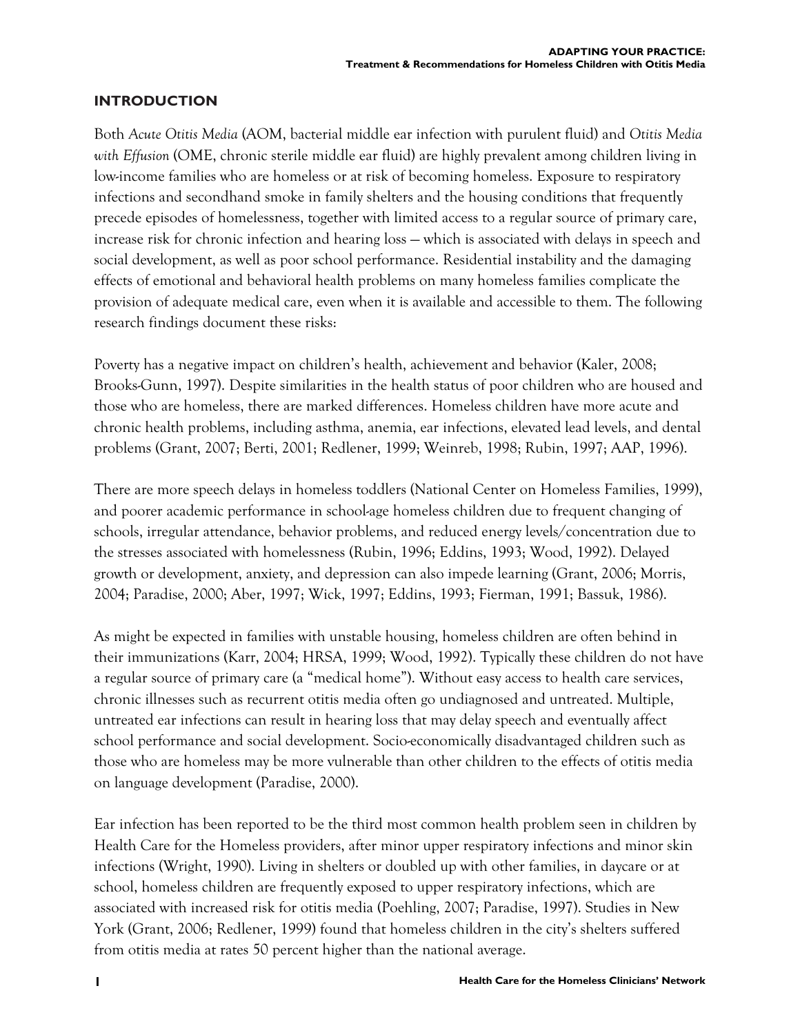## INTRODUCTION

Both *Acute Otitis Media* (AOM, bacterial middle ear infection with purulent fluid) and *Otitis Media with Effusion* (OME, chronic sterile middle ear fluid) are highly prevalent among children living in low-income families who are homeless or at risk of becoming homeless. Exposure to respiratory infections and secondhand smoke in family shelters and the housing conditions that frequently precede episodes of homelessness, together with limited access to a regular source of primary care, increase risk for chronic infection and hearing loss — which is associated with delays in speech and social development, as well as poor school performance. Residential instability and the damaging effects of emotional and behavioral health problems on many homeless families complicate the provision of adequate medical care, even when it is available and accessible to them. The following research findings document these risks:

Poverty has a negative impact on children's health, achievement and behavior (Kaler, 2008; Brooks-Gunn, 1997). Despite similarities in the health status of poor children who are housed and those who are homeless, there are marked differences. Homeless children have more acute and chronic health problems, including asthma, anemia, ear infections, elevated lead levels, and dental problems (Grant, 2007; Berti, 2001; Redlener, 1999; Weinreb, 1998; Rubin, 1997; AAP, 1996).

There are more speech delays in homeless toddlers (National Center on Homeless Families, 1999), and poorer academic performance in school-age homeless children due to frequent changing of schools, irregular attendance, behavior problems, and reduced energy levels/concentration due to the stresses associated with homelessness (Rubin, 1996; Eddins, 1993; Wood, 1992). Delayed growth or development, anxiety, and depression can also impede learning (Grant, 2006; Morris, 2004; Paradise, 2000; Aber, 1997; Wick, 1997; Eddins, 1993; Fierman, 1991; Bassuk, 1986).

As might be expected in families with unstable housing, homeless children are often behind in their immunizations (Karr, 2004; HRSA, 1999; Wood, 1992). Typically these children do not have a regular source of primary care (a "medical home"). Without easy access to health care services, chronic illnesses such as recurrent otitis media often go undiagnosed and untreated. Multiple, untreated ear infections can result in hearing loss that may delay speech and eventually affect school performance and social development. Socio-economically disadvantaged children such as those who are homeless may be more vulnerable than other children to the effects of otitis media on language development (Paradise, 2000).

Ear infection has been reported to be the third most common health problem seen in children by Health Care for the Homeless providers, after minor upper respiratory infections and minor skin infections (Wright, 1990). Living in shelters or doubled up with other families, in daycare or at school, homeless children are frequently exposed to upper respiratory infections, which are associated with increased risk for otitis media (Poehling, 2007; Paradise, 1997). Studies in New York (Grant, 2006; Redlener, 1999) found that homeless children in the city's shelters suffered from otitis media at rates 50 percent higher than the national average.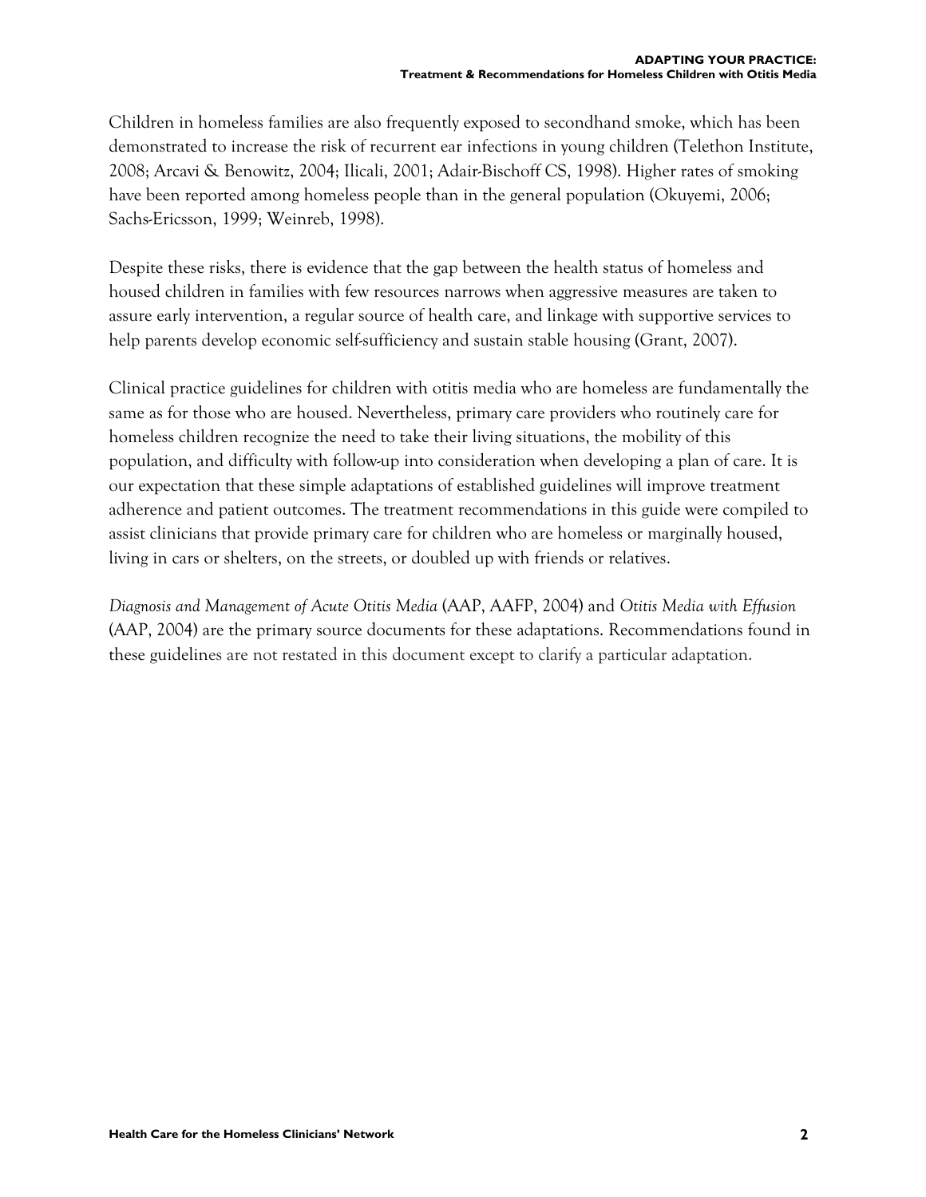Children in homeless families are also frequently exposed to secondhand smoke, which has been demonstrated to increase the risk of recurrent ear infections in young children (Telethon Institute, 2008; Arcavi & Benowitz, 2004; Ilicali, 2001; Adair-Bischoff CS, 1998). Higher rates of smoking have been reported among homeless people than in the general population (Okuyemi, 2006; Sachs-Ericsson, 1999; Weinreb, 1998).

Despite these risks, there is evidence that the gap between the health status of homeless and housed children in families with few resources narrows when aggressive measures are taken to assure early intervention, a regular source of health care, and linkage with supportive services to help parents develop economic self-sufficiency and sustain stable housing (Grant, 2007).

Clinical practice guidelines for children with otitis media who are homeless are fundamentally the same as for those who are housed. Nevertheless, primary care providers who routinely care for homeless children recognize the need to take their living situations, the mobility of this population, and difficulty with follow-up into consideration when developing a plan of care. It is our expectation that these simple adaptations of established guidelines will improve treatment adherence and patient outcomes. The treatment recommendations in this guide were compiled to assist clinicians that provide primary care for children who are homeless or marginally housed, living in cars or shelters, on the streets, or doubled up with friends or relatives.

*Diagnosis and Management of Acute Otitis Media* (AAP, AAFP, 2004) and *Otitis Media with Effusion* (AAP, 2004) are the primary source documents for these adaptations. Recommendations found in these guidelines are not restated in this document except to clarify a particular adaptation.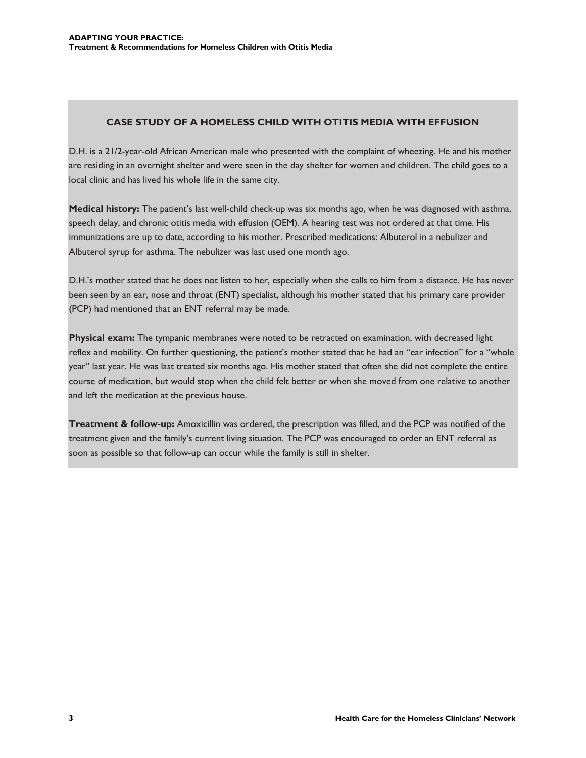## CASE STUDY OF A HOMELESS CHILD WITH OTITIS MEDIA WITH EFFUSION

D.H. is a 21/2-year-old African American male who presented with the complaint of wheezing. He and his mother are residing in an overnight shelter and were seen in the day shelter for women and children. The child goes to a local clinic and has lived his whole life in the same city.

**Medical history:** The patient's last well-child check-up was six months ago, when he was diagnosed with asthma, speech delay, and chronic otitis media with effusion (OEM). A hearing test was not ordered at that time. His immunizations are up to date, according to his mother. Prescribed medications: Albuterol in a nebulizer and Albuterol syrup for asthma. The nebulizer was last used one month ago.

D.H.'s mother stated that he does not listen to her, especially when she calls to him from a distance. He has never been seen by an ear, nose and throat (ENT) specialist, although his mother stated that his primary care provider (PCP) had mentioned that an ENT referral may be made.

**Physical exam:** The tympanic membranes were noted to be retracted on examination, with decreased light reflex and mobility. On further questioning, the patient's mother stated that he had an "ear infection" for a "whole year" last year. He was last treated six months ago. His mother stated that often she did not complete the entire course of medication, but would stop when the child felt better or when she moved from one relative to another and left the medication at the previous house.

**Treatment & follow-up:** Amoxicillin was ordered, the prescription was filled, and the PCP was notified of the treatment given and the family's current living situation. The PCP was encouraged to order an ENT referral as soon as possible so that follow-up can occur while the family is still in shelter.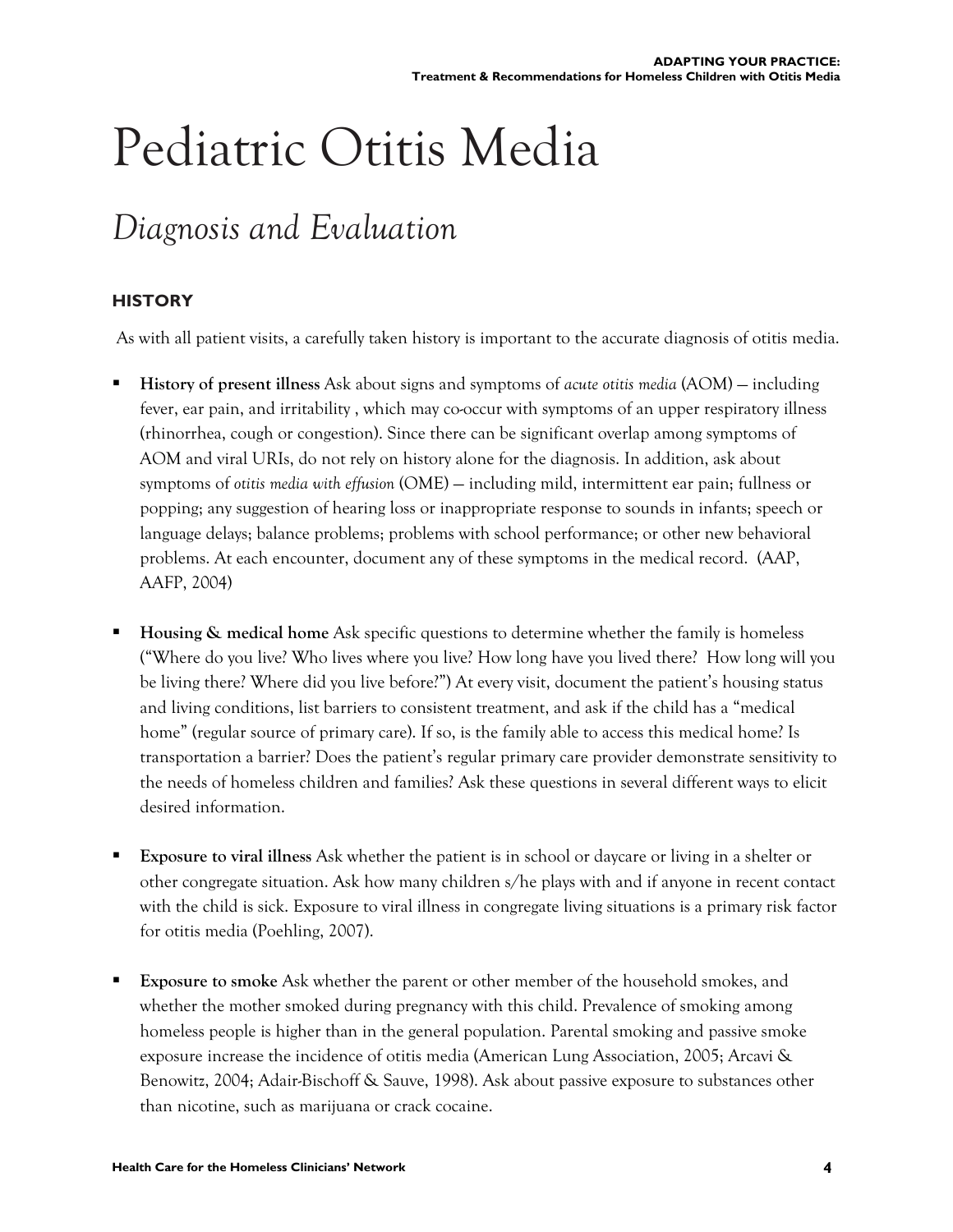# Pediatric Otitis Media

## *Diagnosis and Evaluation*

### HISTORY

As with all patient visits, a carefully taken history is important to the accurate diagnosis of otitis media.

- **History of present illness** Ask about signs and symptoms of *acute otitis media* (AOM) — including fever, ear pain, and irritability , which may co-occur with symptoms of an upper respiratory illness (rhinorrhea, cough or congestion). Since there can be significant overlap among symptoms of AOM and viral URIs, do not rely on history alone for the diagnosis. In addition, ask about symptoms of *otitis media with effusion* (OME) — including mild, intermittent ear pain; fullness or popping; any suggestion of hearing loss or inappropriate response to sounds in infants; speech or language delays; balance problems; problems with school performance; or other new behavioral problems. At each encounter, document any of these symptoms in the medical record. (AAP, AAFP, 2004)

- **Housing & medical home** Ask specific questions to determine whether the family is homeless ("Where do you live? Who lives where you live? How long have you lived there? How long will you be living there? Where did you live before?") At every visit, document the patient's housing status and living conditions, list barriers to consistent treatment, and ask if the child has a "medical home" (regular source of primary care). If so, is the family able to access this medical home? Is transportation a barrier? Does the patient's regular primary care provider demonstrate sensitivity to the needs of homeless children and families? Ask these questions in several different ways to elicit desired information.

- **Exposure to viral illness** Ask whether the patient is in school or daycare or living in a shelter or other congregate situation. Ask how many children s/he plays with and if anyone in recent contact with the child is sick. Exposure to viral illness in congregate living situations is a primary risk factor for otitis media (Poehling, 2007).

- **Exposure to smoke** Ask whether the parent or other member of the household smokes, and whether the mother smoked during pregnancy with this child. Prevalence of smoking among homeless people is higher than in the general population. Parental smoking and passive smoke exposure increase the incidence of otitis media (American Lung Association, 2005; Arcavi & Benowitz, 2004; Adair-Bischoff & Sauve, 1998). Ask about passive exposure to substances other than nicotine, such as marijuana or crack cocaine.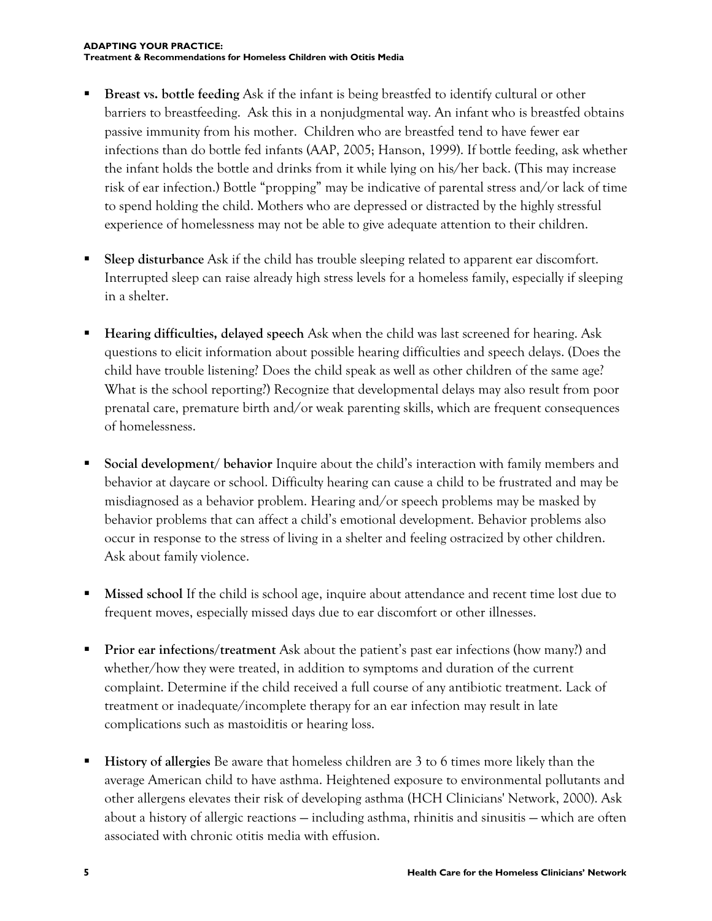- **Breast vs. bottle feeding** Ask if the infant is being breastfed to identify cultural or other barriers to breastfeeding. Ask this in a nonjudgmental way. An infant who is breastfed obtains passive immunity from his mother. Children who are breastfed tend to have fewer ear infections than do bottle fed infants (AAP, 2005; Hanson, 1999). If bottle feeding, ask whether the infant holds the bottle and drinks from it while lying on his/her back. (This may increase risk of ear infection.) Bottle "propping" may be indicative of parental stress and/or lack of time to spend holding the child. Mothers who are depressed or distracted by the highly stressful experience of homelessness may not be able to give adequate attention to their children.

- **Sleep disturbance** Ask if the child has trouble sleeping related to apparent ear discomfort. Interrupted sleep can raise already high stress levels for a homeless family, especially if sleeping in a shelter.

- **Hearing difficulties, delayed speech** Ask when the child was last screened for hearing. Ask questions to elicit information about possible hearing difficulties and speech delays. (Does the child have trouble listening? Does the child speak as well as other children of the same age? What is the school reporting?) Recognize that developmental delays may also result from poor prenatal care, premature birth and/or weak parenting skills, which are frequent consequences of homelessness.

- **Social development/ behavior** Inquire about the child's interaction with family members and behavior at daycare or school. Difficulty hearing can cause a child to be frustrated and may be misdiagnosed as a behavior problem. Hearing and/or speech problems may be masked by behavior problems that can affect a child's emotional development. Behavior problems also occur in response to the stress of living in a shelter and feeling ostracized by other children. Ask about family violence.

- **Missed school** If the child is school age, inquire about attendance and recent time lost due to frequent moves, especially missed days due to ear discomfort or other illnesses.

- **Prior ear infections/treatment** Ask about the patient's past ear infections (how many?) and whether/how they were treated, in addition to symptoms and duration of the current complaint. Determine if the child received a full course of any antibiotic treatment. Lack of treatment or inadequate/incomplete therapy for an ear infection may result in late complications such as mastoiditis or hearing loss.

- **History of allergies** Be aware that homeless children are 3 to 6 times more likely than the average American child to have asthma. Heightened exposure to environmental pollutants and other allergens elevates their risk of developing asthma (HCH Clinicians' Network, 2000). Ask about a history of allergic reactions — including asthma, rhinitis and sinusitis — which are often associated with chronic otitis media with effusion.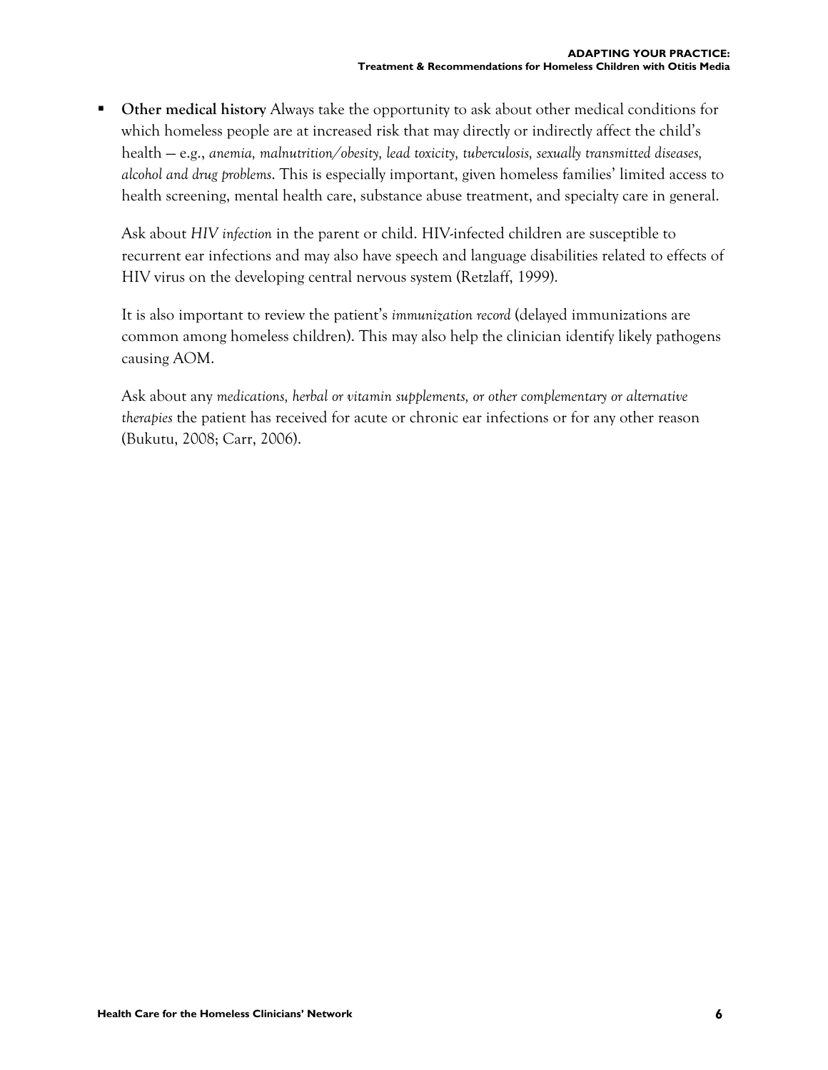- **Other medical history** Always take the opportunity to ask about other medical conditions for which homeless people are at increased risk that may directly or indirectly affect the child's health — e.g., *anemia, malnutrition/obesity, lead toxicity, tuberculosis, sexually transmitted diseases, alcohol and drug problems*. This is especially important, given homeless families' limited access to health screening, mental health care, substance abuse treatment, and specialty care in general.

  Ask about *HIV infection* in the parent or child. HIV-infected children are susceptible to recurrent ear infections and may also have speech and language disabilities related to effects of HIV virus on the developing central nervous system (Retzlaff, 1999).

  It is also important to review the patient's *immunization record* (delayed immunizations are common among homeless children). This may also help the clinician identify likely pathogens causing AOM.

  Ask about any *medications, herbal or vitamin supplements, or other complementary or alternative therapies* the patient has received for acute or chronic ear infections or for any other reason (Bukutu, 2008; Carr, 2006).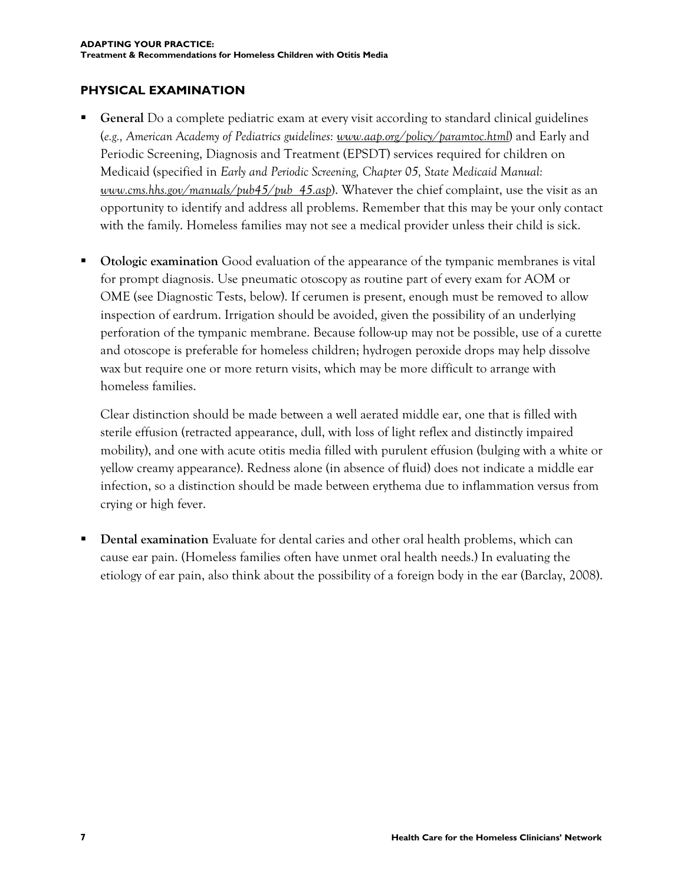## PHYSICAL EXAMINATION

- **General** Do a complete pediatric exam at every visit according to standard clinical guidelines (*e.g., American Academy of Pediatrics guidelines: www.aap.org/policy/paramtoc.html*) and Early and Periodic Screening, Diagnosis and Treatment (EPSDT) services required for children on Medicaid (specified in *Early and Periodic Screening, Chapter 05, State Medicaid Manual: www.cms.hhs.gov/manuals/pub45/pub_45.asp*). Whatever the chief complaint, use the visit as an opportunity to identify and address all problems. Remember that this may be your only contact with the family. Homeless families may not see a medical provider unless their child is sick.

- **Otologic examination** Good evaluation of the appearance of the tympanic membranes is vital for prompt diagnosis. Use pneumatic otoscopy as routine part of every exam for AOM or OME (see Diagnostic Tests, below). If cerumen is present, enough must be removed to allow inspection of eardrum. Irrigation should be avoided, given the possibility of an underlying perforation of the tympanic membrane. Because follow-up may not be possible, use of a curette and otoscope is preferable for homeless children; hydrogen peroxide drops may help dissolve wax but require one or more return visits, which may be more difficult to arrange with homeless families.

  Clear distinction should be made between a well aerated middle ear, one that is filled with sterile effusion (retracted appearance, dull, with loss of light reflex and distinctly impaired mobility), and one with acute otitis media filled with purulent effusion (bulging with a white or yellow creamy appearance). Redness alone (in absence of fluid) does not indicate a middle ear infection, so a distinction should be made between erythema due to inflammation versus from crying or high fever.

- **Dental examination** Evaluate for dental caries and other oral health problems, which can cause ear pain. (Homeless families often have unmet oral health needs.) In evaluating the etiology of ear pain, also think about the possibility of a foreign body in the ear (Barclay, 2008).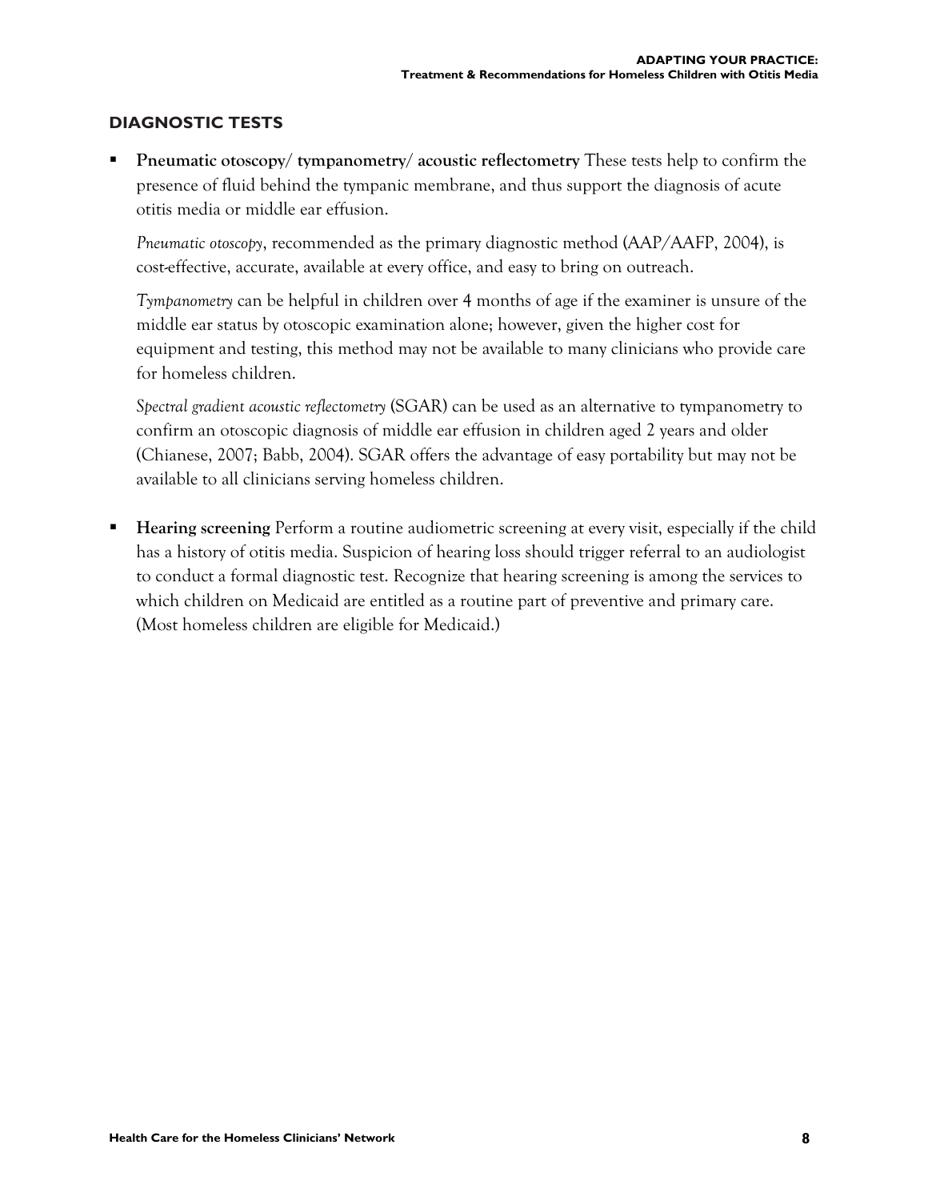## DIAGNOSTIC TESTS

- **Pneumatic otoscopy/ tympanometry/ acoustic reflectometry** These tests help to confirm the presence of fluid behind the tympanic membrane, and thus support the diagnosis of acute otitis media or middle ear effusion.

  *Pneumatic otoscopy*, recommended as the primary diagnostic method (AAP/AAFP, 2004), is cost-effective, accurate, available at every office, and easy to bring on outreach.

  *Tympanometry* can be helpful in children over 4 months of age if the examiner is unsure of the middle ear status by otoscopic examination alone; however, given the higher cost for equipment and testing, this method may not be available to many clinicians who provide care for homeless children.

  *Spectral gradient acoustic reflectometry* (SGAR) can be used as an alternative to tympanometry to confirm an otoscopic diagnosis of middle ear effusion in children aged 2 years and older (Chianese, 2007; Babb, 2004). SGAR offers the advantage of easy portability but may not be available to all clinicians serving homeless children.

- **Hearing screening** Perform a routine audiometric screening at every visit, especially if the child has a history of otitis media. Suspicion of hearing loss should trigger referral to an audiologist to conduct a formal diagnostic test. Recognize that hearing screening is among the services to which children on Medicaid are entitled as a routine part of preventive and primary care. (Most homeless children are eligible for Medicaid.)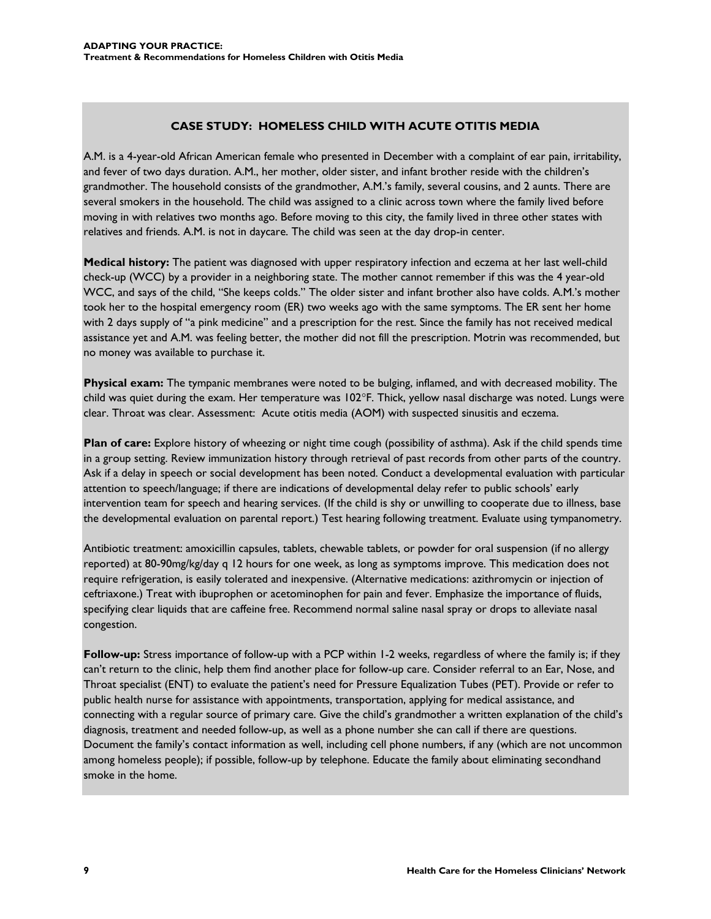## CASE STUDY: HOMELESS CHILD WITH ACUTE OTITIS MEDIA

A.M. is a 4-year-old African American female who presented in December with a complaint of ear pain, irritability, and fever of two days duration. A.M., her mother, older sister, and infant brother reside with the children's grandmother. The household consists of the grandmother, A.M.'s family, several cousins, and 2 aunts. There are several smokers in the household. The child was assigned to a clinic across town where the family lived before moving in with relatives two months ago. Before moving to this city, the family lived in three other states with relatives and friends. A.M. is not in daycare. The child was seen at the day drop-in center.

**Medical history:** The patient was diagnosed with upper respiratory infection and eczema at her last well-child check-up (WCC) by a provider in a neighboring state. The mother cannot remember if this was the 4 year-old WCC, and says of the child, "She keeps colds." The older sister and infant brother also have colds. A.M.'s mother took her to the hospital emergency room (ER) two weeks ago with the same symptoms. The ER sent her home with 2 days supply of "a pink medicine" and a prescription for the rest. Since the family has not received medical assistance yet and A.M. was feeling better, the mother did not fill the prescription. Motrin was recommended, but no money was available to purchase it.

**Physical exam:** The tympanic membranes were noted to be bulging, inflamed, and with decreased mobility. The child was quiet during the exam. Her temperature was 102°F. Thick, yellow nasal discharge was noted. Lungs were clear. Throat was clear. Assessment: Acute otitis media (AOM) with suspected sinusitis and eczema.

**Plan of care:** Explore history of wheezing or night time cough (possibility of asthma). Ask if the child spends time in a group setting. Review immunization history through retrieval of past records from other parts of the country. Ask if a delay in speech or social development has been noted. Conduct a developmental evaluation with particular attention to speech/language; if there are indications of developmental delay refer to public schools' early intervention team for speech and hearing services. (If the child is shy or unwilling to cooperate due to illness, base the developmental evaluation on parental report.) Test hearing following treatment. Evaluate using tympanometry.

Antibiotic treatment: amoxicillin capsules, tablets, chewable tablets, or powder for oral suspension (if no allergy reported) at 80-90mg/kg/day q 12 hours for one week, as long as symptoms improve. This medication does not require refrigeration, is easily tolerated and inexpensive. (Alternative medications: azithromycin or injection of ceftriaxone.) Treat with ibuprophen or acetominophen for pain and fever. Emphasize the importance of fluids, specifying clear liquids that are caffeine free. Recommend normal saline nasal spray or drops to alleviate nasal congestion.

**Follow-up:** Stress importance of follow-up with a PCP within 1-2 weeks, regardless of where the family is; if they can't return to the clinic, help them find another place for follow-up care. Consider referral to an Ear, Nose, and Throat specialist (ENT) to evaluate the patient's need for Pressure Equalization Tubes (PET). Provide or refer to public health nurse for assistance with appointments, transportation, applying for medical assistance, and connecting with a regular source of primary care. Give the child's grandmother a written explanation of the child's diagnosis, treatment and needed follow-up, as well as a phone number she can call if there are questions. Document the family's contact information as well, including cell phone numbers, if any (which are not uncommon among homeless people); if possible, follow-up by telephone. Educate the family about eliminating secondhand smoke in the home.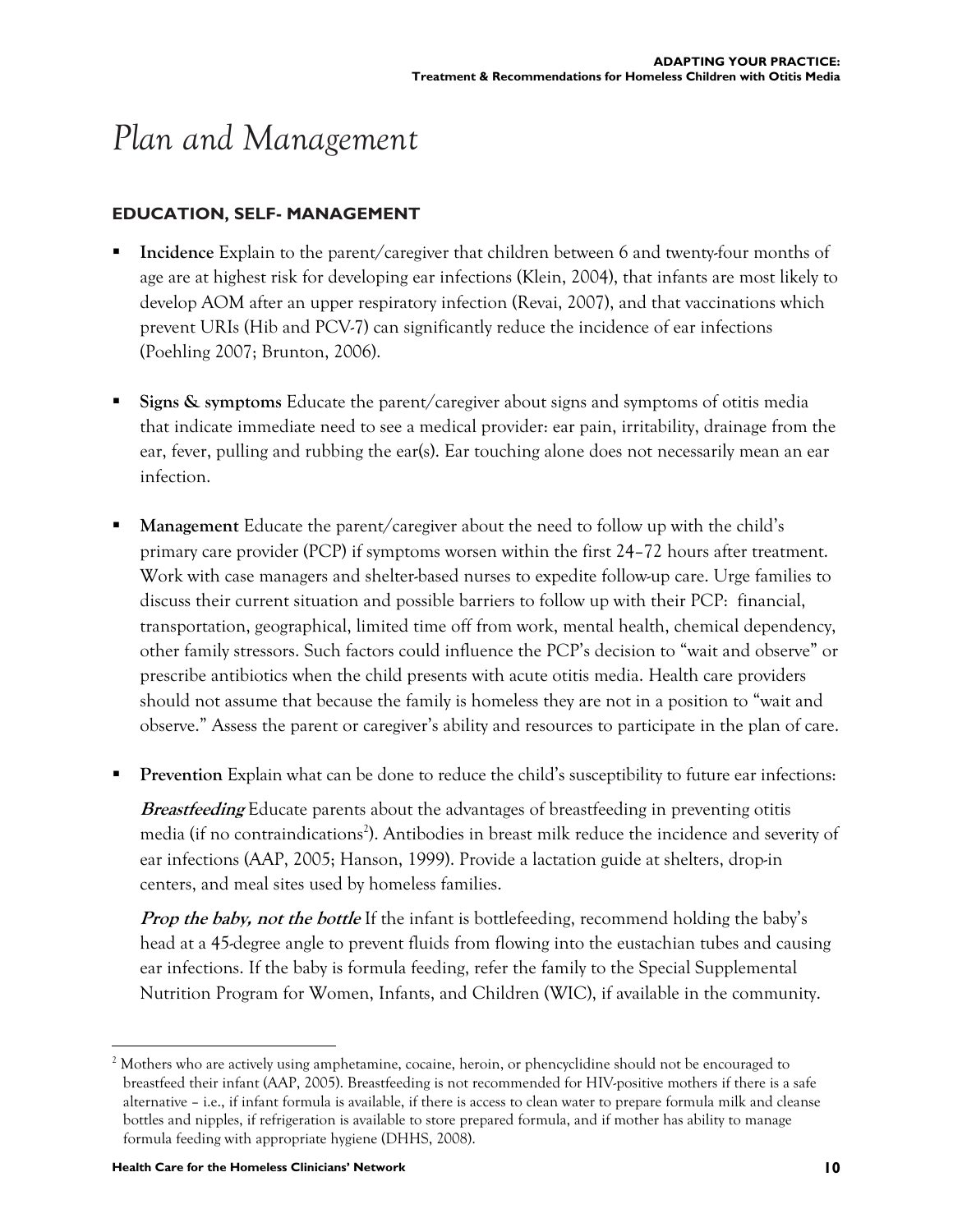# Plan and Management

### EDUCATION, SELF- MANAGEMENT

- **Incidence** Explain to the parent/caregiver that children between 6 and twenty-four months of age are at highest risk for developing ear infections (Klein, 2004), that infants are most likely to develop AOM after an upper respiratory infection (Revai, 2007), and that vaccinations which prevent URIs (Hib and PCV-7) can significantly reduce the incidence of ear infections (Poehling 2007; Brunton, 2006).

- **Signs & symptoms** Educate the parent/caregiver about signs and symptoms of otitis media that indicate immediate need to see a medical provider: ear pain, irritability, drainage from the ear, fever, pulling and rubbing the ear(s). Ear touching alone does not necessarily mean an ear infection.

- **Management** Educate the parent/caregiver about the need to follow up with the child's primary care provider (PCP) if symptoms worsen within the first 24–72 hours after treatment. Work with case managers and shelter-based nurses to expedite follow-up care. Urge families to discuss their current situation and possible barriers to follow up with their PCP: financial, transportation, geographical, limited time off from work, mental health, chemical dependency, other family stressors. Such factors could influence the PCP's decision to "wait and observe" or prescribe antibiotics when the child presents with acute otitis media. Health care providers should not assume that because the family is homeless they are not in a position to "wait and observe." Assess the parent or caregiver's ability and resources to participate in the plan of care.

- **Prevention** Explain what can be done to reduce the child's susceptibility to future ear infections:

  ***Breastfeeding*** Educate parents about the advantages of breastfeeding in preventing otitis media (if no contraindications[2]). Antibodies in breast milk reduce the incidence and severity of ear infections (AAP, 2005; Hanson, 1999). Provide a lactation guide at shelters, drop-in centers, and meal sites used by homeless families.

  ***Prop the baby, not the bottle*** If the infant is bottlefeeding, recommend holding the baby's head at a 45-degree angle to prevent fluids from flowing into the eustachian tubes and causing ear infections. If the baby is formula feeding, refer the family to the Special Supplemental Nutrition Program for Women, Infants, and Children (WIC), if available in the community.

---

[2] Mothers who are actively using amphetamine, cocaine, heroin, or phencyclidine should not be encouraged to breastfeed their infant (AAP, 2005). Breastfeeding is not recommended for HIV-positive mothers if there is a safe alternative – i.e., if infant formula is available, if there is access to clean water to prepare formula milk and cleanse bottles and nipples, if refrigeration is available to store prepared formula, and if mother has ability to manage formula feeding with appropriate hygiene (DHHS, 2008).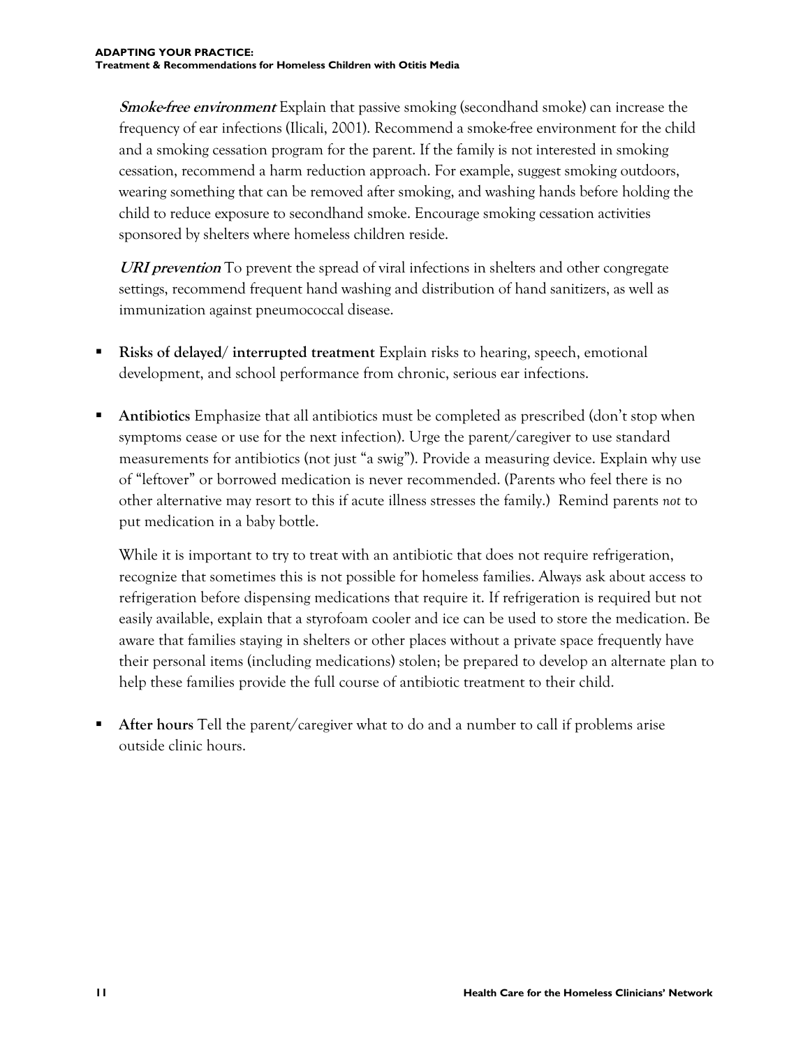***Smoke-free environment*** Explain that passive smoking (secondhand smoke) can increase the frequency of ear infections (Ilicali, 2001). Recommend a smoke-free environment for the child and a smoking cessation program for the parent. If the family is not interested in smoking cessation, recommend a harm reduction approach. For example, suggest smoking outdoors, wearing something that can be removed after smoking, and washing hands before holding the child to reduce exposure to secondhand smoke. Encourage smoking cessation activities sponsored by shelters where homeless children reside.

***URI prevention*** To prevent the spread of viral infections in shelters and other congregate settings, recommend frequent hand washing and distribution of hand sanitizers, as well as immunization against pneumococcal disease.

- **Risks of delayed/ interrupted treatment** Explain risks to hearing, speech, emotional development, and school performance from chronic, serious ear infections.

- **Antibiotics** Emphasize that all antibiotics must be completed as prescribed (don't stop when symptoms cease or use for the next infection). Urge the parent/caregiver to use standard measurements for antibiotics (not just "a swig"). Provide a measuring device. Explain why use of "leftover" or borrowed medication is never recommended. (Parents who feel there is no other alternative may resort to this if acute illness stresses the family.) Remind parents *not* to put medication in a baby bottle.

  While it is important to try to treat with an antibiotic that does not require refrigeration, recognize that sometimes this is not possible for homeless families. Always ask about access to refrigeration before dispensing medications that require it. If refrigeration is required but not easily available, explain that a styrofoam cooler and ice can be used to store the medication. Be aware that families staying in shelters or other places without a private space frequently have their personal items (including medications) stolen; be prepared to develop an alternate plan to help these families provide the full course of antibiotic treatment to their child.

- **After hours** Tell the parent/caregiver what to do and a number to call if problems arise outside clinic hours.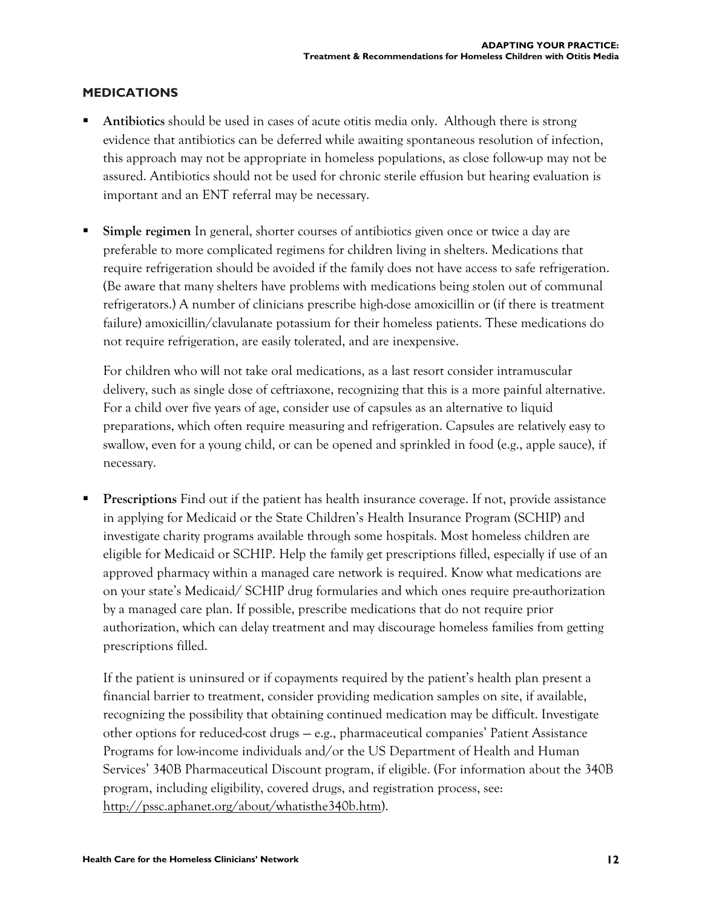## MEDICATIONS

- **Antibiotics** should be used in cases of acute otitis media only. Although there is strong evidence that antibiotics can be deferred while awaiting spontaneous resolution of infection, this approach may not be appropriate in homeless populations, as close follow-up may not be assured. Antibiotics should not be used for chronic sterile effusion but hearing evaluation is important and an ENT referral may be necessary.

- **Simple regimen** In general, shorter courses of antibiotics given once or twice a day are preferable to more complicated regimens for children living in shelters. Medications that require refrigeration should be avoided if the family does not have access to safe refrigeration. (Be aware that many shelters have problems with medications being stolen out of communal refrigerators.) A number of clinicians prescribe high-dose amoxicillin or (if there is treatment failure) amoxicillin/clavulanate potassium for their homeless patients. These medications do not require refrigeration, are easily tolerated, and are inexpensive.

  For children who will not take oral medications, as a last resort consider intramuscular delivery, such as single dose of ceftriaxone, recognizing that this is a more painful alternative. For a child over five years of age, consider use of capsules as an alternative to liquid preparations, which often require measuring and refrigeration. Capsules are relatively easy to swallow, even for a young child, or can be opened and sprinkled in food (e.g., apple sauce), if necessary.

- **Prescriptions** Find out if the patient has health insurance coverage. If not, provide assistance in applying for Medicaid or the State Children's Health Insurance Program (SCHIP) and investigate charity programs available through some hospitals. Most homeless children are eligible for Medicaid or SCHIP. Help the family get prescriptions filled, especially if use of an approved pharmacy within a managed care network is required. Know what medications are on your state's Medicaid/ SCHIP drug formularies and which ones require pre-authorization by a managed care plan. If possible, prescribe medications that do not require prior authorization, which can delay treatment and may discourage homeless families from getting prescriptions filled.

  If the patient is uninsured or if copayments required by the patient's health plan present a financial barrier to treatment, consider providing medication samples on site, if available, recognizing the possibility that obtaining continued medication may be difficult. Investigate other options for reduced-cost drugs — e.g., pharmaceutical companies' Patient Assistance Programs for low-income individuals and/or the US Department of Health and Human Services' 340B Pharmaceutical Discount program, if eligible. (For information about the 340B program, including eligibility, covered drugs, and registration process, see: http://pssc.aphanet.org/about/whatisthe340b.htm).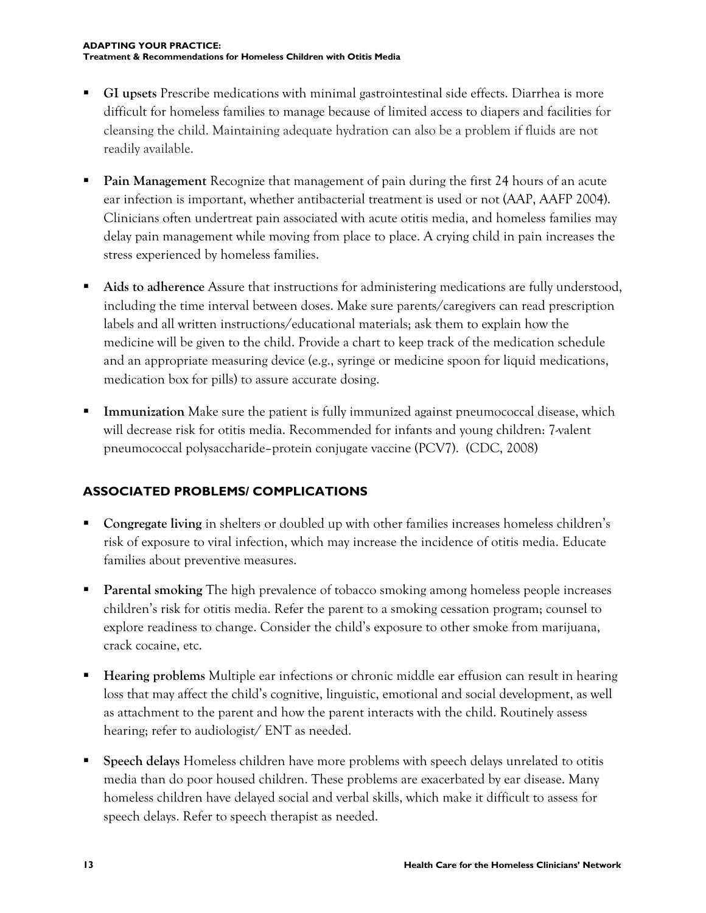- **GI upsets** Prescribe medications with minimal gastrointestinal side effects. Diarrhea is more difficult for homeless families to manage because of limited access to diapers and facilities for cleansing the child. Maintaining adequate hydration can also be a problem if fluids are not readily available.

- **Pain Management** Recognize that management of pain during the first 24 hours of an acute ear infection is important, whether antibacterial treatment is used or not (AAP, AAFP 2004). Clinicians often undertreat pain associated with acute otitis media, and homeless families may delay pain management while moving from place to place. A crying child in pain increases the stress experienced by homeless families.

- **Aids to adherence** Assure that instructions for administering medications are fully understood, including the time interval between doses. Make sure parents/caregivers can read prescription labels and all written instructions/educational materials; ask them to explain how the medicine will be given to the child. Provide a chart to keep track of the medication schedule and an appropriate measuring device (e.g., syringe or medicine spoon for liquid medications, medication box for pills) to assure accurate dosing.

- **Immunization** Make sure the patient is fully immunized against pneumococcal disease, which will decrease risk for otitis media. Recommended for infants and young children: 7-valent pneumococcal polysaccharide–protein conjugate vaccine (PCV7). (CDC, 2008)

## ASSOCIATED PROBLEMS/ COMPLICATIONS

- **Congregate living** in shelters or doubled up with other families increases homeless children's risk of exposure to viral infection, which may increase the incidence of otitis media. Educate families about preventive measures.

- **Parental smoking** The high prevalence of tobacco smoking among homeless people increases children's risk for otitis media. Refer the parent to a smoking cessation program; counsel to explore readiness to change. Consider the child's exposure to other smoke from marijuana, crack cocaine, etc.

- **Hearing problems** Multiple ear infections or chronic middle ear effusion can result in hearing loss that may affect the child's cognitive, linguistic, emotional and social development, as well as attachment to the parent and how the parent interacts with the child. Routinely assess hearing; refer to audiologist/ ENT as needed.

- **Speech delays** Homeless children have more problems with speech delays unrelated to otitis media than do poor housed children. These problems are exacerbated by ear disease. Many homeless children have delayed social and verbal skills, which make it difficult to assess for speech delays. Refer to speech therapist as needed.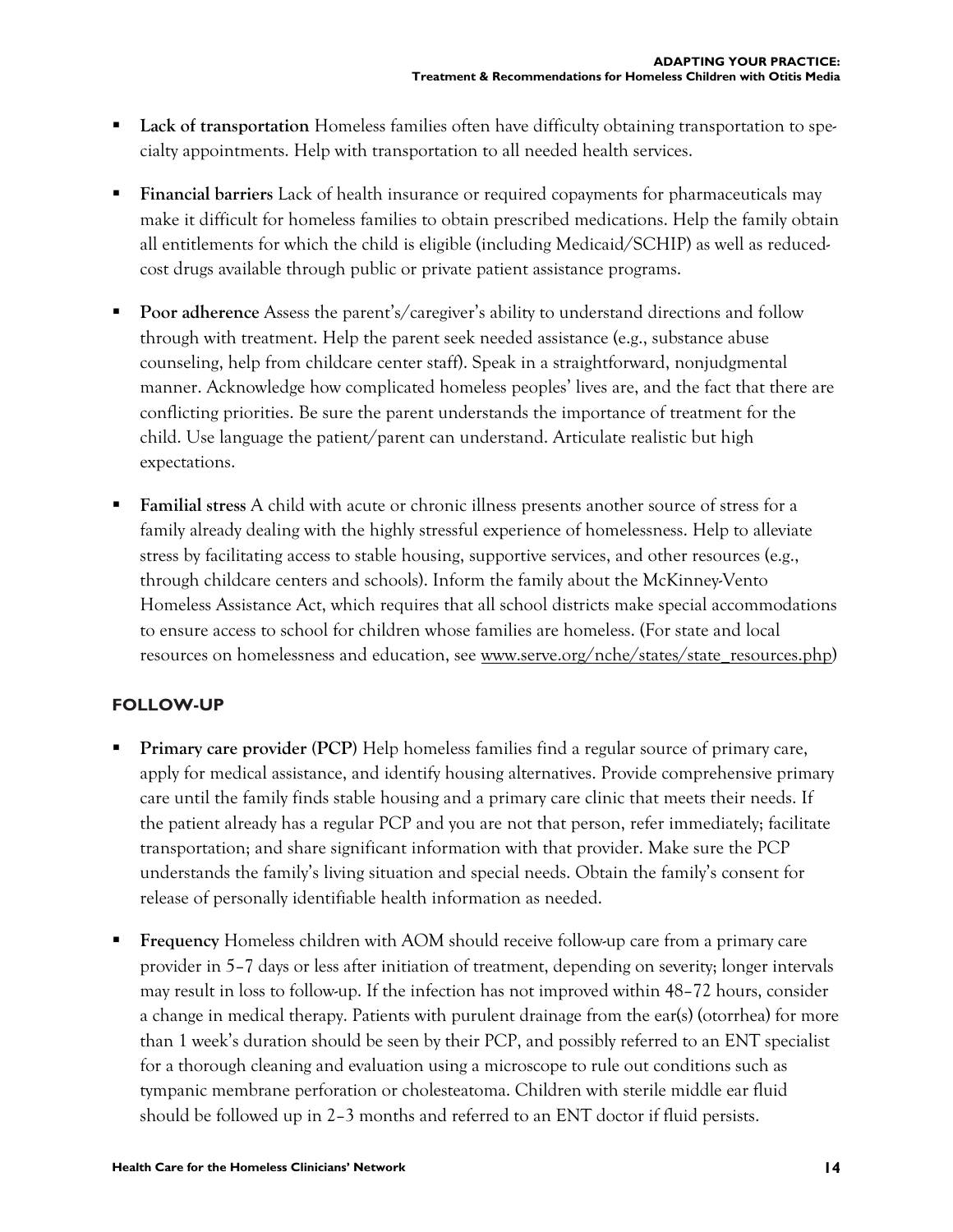- **Lack of transportation** Homeless families often have difficulty obtaining transportation to specialty appointments. Help with transportation to all needed health services.

- **Financial barriers** Lack of health insurance or required copayments for pharmaceuticals may make it difficult for homeless families to obtain prescribed medications. Help the family obtain all entitlements for which the child is eligible (including Medicaid/SCHIP) as well as reduced-cost drugs available through public or private patient assistance programs.

- **Poor adherence** Assess the parent's/caregiver's ability to understand directions and follow through with treatment. Help the parent seek needed assistance (e.g., substance abuse counseling, help from childcare center staff). Speak in a straightforward, nonjudgmental manner. Acknowledge how complicated homeless peoples' lives are, and the fact that there are conflicting priorities. Be sure the parent understands the importance of treatment for the child. Use language the patient/parent can understand. Articulate realistic but high expectations.

- **Familial stress** A child with acute or chronic illness presents another source of stress for a family already dealing with the highly stressful experience of homelessness. Help to alleviate stress by facilitating access to stable housing, supportive services, and other resources (e.g., through childcare centers and schools). Inform the family about the McKinney-Vento Homeless Assistance Act, which requires that all school districts make special accommodations to ensure access to school for children whose families are homeless. (For state and local resources on homelessness and education, see www.serve.org/nche/states/state_resources.php)

## FOLLOW-UP

- **Primary care provider (PCP)** Help homeless families find a regular source of primary care, apply for medical assistance, and identify housing alternatives. Provide comprehensive primary care until the family finds stable housing and a primary care clinic that meets their needs. If the patient already has a regular PCP and you are not that person, refer immediately; facilitate transportation; and share significant information with that provider. Make sure the PCP understands the family's living situation and special needs. Obtain the family's consent for release of personally identifiable health information as needed.

- **Frequency** Homeless children with AOM should receive follow-up care from a primary care provider in 5–7 days or less after initiation of treatment, depending on severity; longer intervals may result in loss to follow-up. If the infection has not improved within 48–72 hours, consider a change in medical therapy. Patients with purulent drainage from the ear(s) (otorrhea) for more than 1 week's duration should be seen by their PCP, and possibly referred to an ENT specialist for a thorough cleaning and evaluation using a microscope to rule out conditions such as tympanic membrane perforation or cholesteatoma. Children with sterile middle ear fluid should be followed up in 2–3 months and referred to an ENT doctor if fluid persists.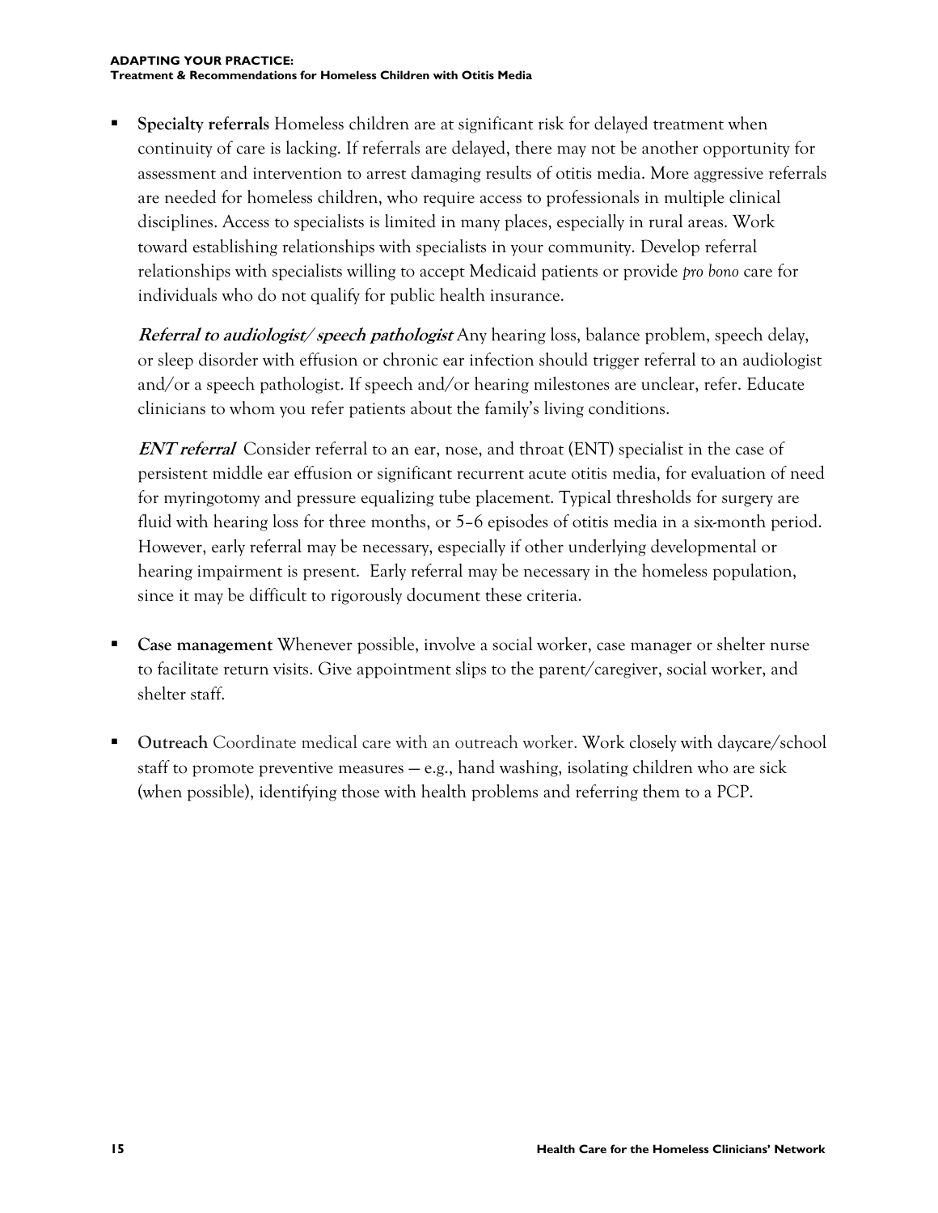- **Specialty referrals** Homeless children are at significant risk for delayed treatment when continuity of care is lacking. If referrals are delayed, there may not be another opportunity for assessment and intervention to arrest damaging results of otitis media. More aggressive referrals are needed for homeless children, who require access to professionals in multiple clinical disciplines. Access to specialists is limited in many places, especially in rural areas. Work toward establishing relationships with specialists in your community. Develop referral relationships with specialists willing to accept Medicaid patients or provide *pro bono* care for individuals who do not qualify for public health insurance.

  ***Referral to audiologist/ speech pathologist*** Any hearing loss, balance problem, speech delay, or sleep disorder with effusion or chronic ear infection should trigger referral to an audiologist and/or a speech pathologist. If speech and/or hearing milestones are unclear, refer. Educate clinicians to whom you refer patients about the family's living conditions.

  ***ENT referral*** Consider referral to an ear, nose, and throat (ENT) specialist in the case of persistent middle ear effusion or significant recurrent acute otitis media, for evaluation of need for myringotomy and pressure equalizing tube placement. Typical thresholds for surgery are fluid with hearing loss for three months, or 5–6 episodes of otitis media in a six-month period. However, early referral may be necessary, especially if other underlying developmental or hearing impairment is present. Early referral may be necessary in the homeless population, since it may be difficult to rigorously document these criteria.

- **Case management** Whenever possible, involve a social worker, case manager or shelter nurse to facilitate return visits. Give appointment slips to the parent/caregiver, social worker, and shelter staff.

- **Outreach** Coordinate medical care with an outreach worker. Work closely with daycare/school staff to promote preventive measures — e.g., hand washing, isolating children who are sick (when possible), identifying those with health problems and referring them to a PCP.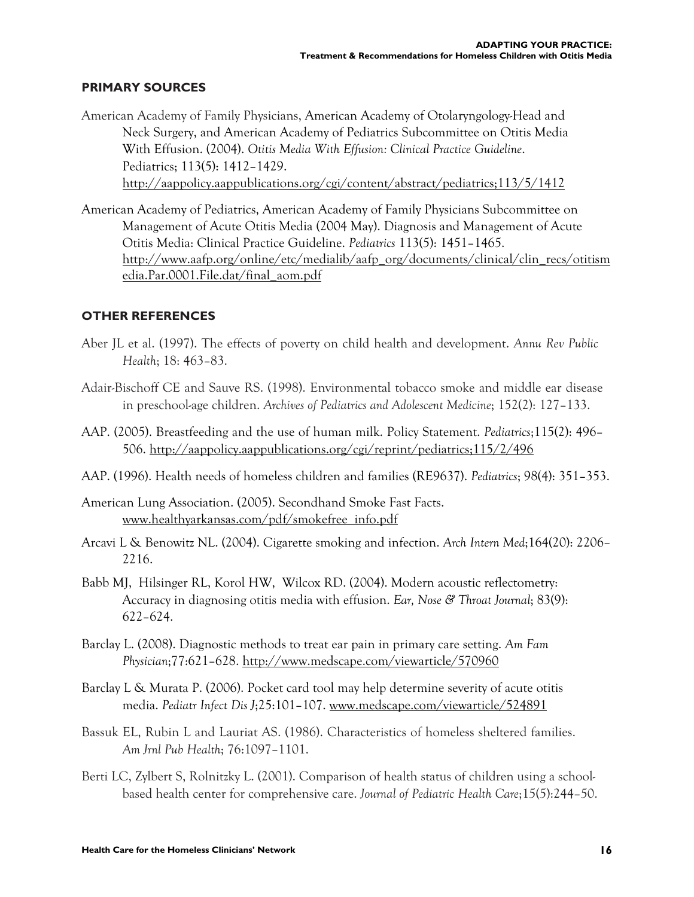## PRIMARY SOURCES

American Academy of Family Physicians, American Academy of Otolaryngology-Head and Neck Surgery, and American Academy of Pediatrics Subcommittee on Otitis Media With Effusion. (2004). *Otitis Media With Effusion: Clinical Practice Guideline*. Pediatrics; 113(5): 1412–1429. http://aappolicy.aappublications.org/cgi/content/abstract/pediatrics;113/5/1412

American Academy of Pediatrics, American Academy of Family Physicians Subcommittee on Management of Acute Otitis Media (2004 May). Diagnosis and Management of Acute Otitis Media: Clinical Practice Guideline. *Pediatrics* 113(5): 1451–1465. http://www.aafp.org/online/etc/medialib/aafp_org/documents/clinical/clin_recs/otitismedia.Par.0001.File.dat/final_aom.pdf

## OTHER REFERENCES

Aber JL et al. (1997). The effects of poverty on child health and development. *Annu Rev Public Health*; 18: 463–83.

Adair-Bischoff CE and Sauve RS. (1998). Environmental tobacco smoke and middle ear disease in preschool-age children. *Archives of Pediatrics and Adolescent Medicine*; 152(2): 127–133.

AAP. (2005). Breastfeeding and the use of human milk. Policy Statement. *Pediatrics*;115(2): 496–506. http://aappolicy.aappublications.org/cgi/reprint/pediatrics;115/2/496

AAP. (1996). Health needs of homeless children and families (RE9637). *Pediatrics*; 98(4): 351–353.

American Lung Association. (2005). Secondhand Smoke Fast Facts. www.healthyarkansas.com/pdf/smokefree_info.pdf

Arcavi L & Benowitz NL. (2004). Cigarette smoking and infection. *Arch Intern Med*;164(20): 2206–2216.

Babb MJ, Hilsinger RL, Korol HW, Wilcox RD. (2004). Modern acoustic reflectometry: Accuracy in diagnosing otitis media with effusion. *Ear, Nose & Throat Journal*; 83(9): 622–624.

Barclay L. (2008). Diagnostic methods to treat ear pain in primary care setting. *Am Fam Physician*;77:621–628. http://www.medscape.com/viewarticle/570960

Barclay L & Murata P. (2006). Pocket card tool may help determine severity of acute otitis media. *Pediatr Infect Dis J*;25:101–107. www.medscape.com/viewarticle/524891

Bassuk EL, Rubin L and Lauriat AS. (1986). Characteristics of homeless sheltered families. *Am Jrnl Pub Health*; 76:1097–1101.

Berti LC, Zylbert S, Rolnitzky L. (2001). Comparison of health status of children using a school-based health center for comprehensive care. *Journal of Pediatric Health Care*;15(5):244–50.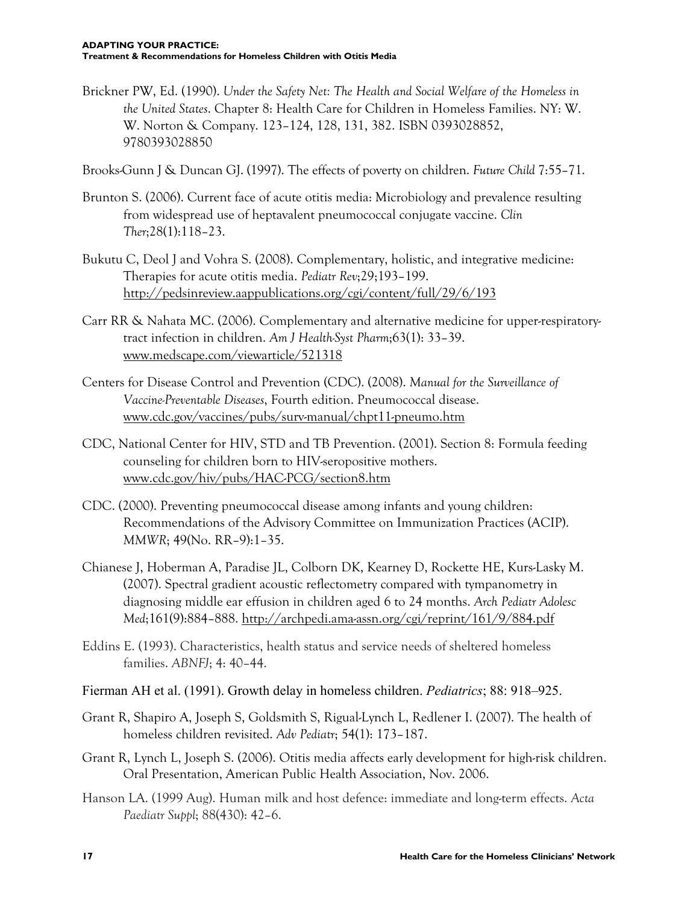Brickner PW, Ed. (1990). *Under the Safety Net: The Health and Social Welfare of the Homeless in the United States*. Chapter 8: Health Care for Children in Homeless Families. NY: W. W. Norton & Company. 123–124, 128, 131, 382. ISBN 0393028852, 9780393028850

Brooks-Gunn J & Duncan GJ. (1997). The effects of poverty on children. *Future Child* 7:55–71.

Brunton S. (2006). Current face of acute otitis media: Microbiology and prevalence resulting from widespread use of heptavalent pneumococcal conjugate vaccine. *Clin Ther*;28(1):118–23.

Bukutu C, Deol J and Vohra S. (2008). Complementary, holistic, and integrative medicine: Therapies for acute otitis media. *Pediatr Rev*;29;193–199. http://pedsinreview.aappublications.org/cgi/content/full/29/6/193

Carr RR & Nahata MC. (2006). Complementary and alternative medicine for upper-respiratory-tract infection in children. *Am J Health-Syst Pharm*;63(1): 33–39. www.medscape.com/viewarticle/521318

Centers for Disease Control and Prevention (CDC). (2008). *Manual for the Surveillance of Vaccine-Preventable Diseases*, Fourth edition. Pneumococcal disease. www.cdc.gov/vaccines/pubs/surv-manual/chpt11-pneumo.htm

CDC, National Center for HIV, STD and TB Prevention. (2001). Section 8: Formula feeding counseling for children born to HIV-seropositive mothers. www.cdc.gov/hiv/pubs/HAC-PCG/section8.htm

CDC. (2000). Preventing pneumococcal disease among infants and young children: Recommendations of the Advisory Committee on Immunization Practices (ACIP). *MMWR*; 49(No. RR–9):1–35.

Chianese J, Hoberman A, Paradise JL, Colborn DK, Kearney D, Rockette HE, Kurs-Lasky M. (2007). Spectral gradient acoustic reflectometry compared with tympanometry in diagnosing middle ear effusion in children aged 6 to 24 months. *Arch Pediatr Adolesc Med*;161(9):884–888. http://archpedi.ama-assn.org/cgi/reprint/161/9/884.pdf

Eddins E. (1993). Characteristics, health status and service needs of sheltered homeless families. *ABNFJ*; 4: 40–44.

Fierman AH et al. (1991). Growth delay in homeless children. *Pediatrics*; 88: 918–925.

Grant R, Shapiro A, Joseph S, Goldsmith S, Rigual-Lynch L, Redlener I. (2007). The health of homeless children revisited. *Adv Pediatr*; 54(1): 173–187.

Grant R, Lynch L, Joseph S. (2006). Otitis media affects early development for high-risk children. Oral Presentation, American Public Health Association, Nov. 2006.

Hanson LA. (1999 Aug). Human milk and host defence: immediate and long-term effects. *Acta Paediatr Suppl*; 88(430): 42–6.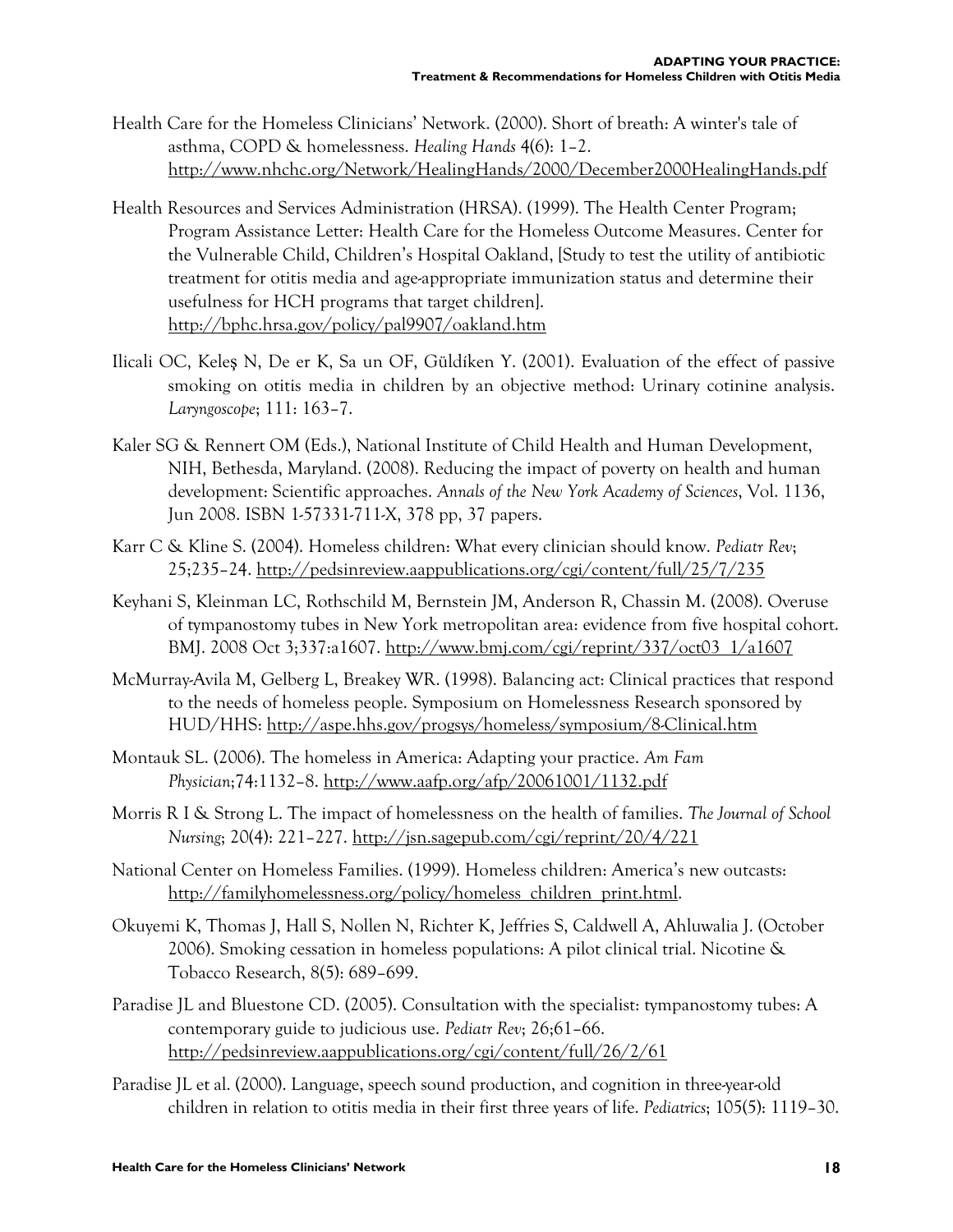Health Care for the Homeless Clinicians' Network. (2000). Short of breath: A winter's tale of asthma, COPD & homelessness. *Healing Hands* 4(6): 1–2. http://www.nhchc.org/Network/HealingHands/2000/December2000HealingHands.pdf

Health Resources and Services Administration (HRSA). (1999). The Health Center Program; Program Assistance Letter: Health Care for the Homeless Outcome Measures. Center for the Vulnerable Child, Children's Hospital Oakland, [Study to test the utility of antibiotic treatment for otitis media and age-appropriate immunization status and determine their usefulness for HCH programs that target children]. http://bphc.hrsa.gov/policy/pal9907/oakland.htm

Ilicali OC, Keleş N, De er K, Sa un OF, Güldíken Y. (2001). Evaluation of the effect of passive smoking on otitis media in children by an objective method: Urinary cotinine analysis. *Laryngoscope*; 111: 163–7.

Kaler SG & Rennert OM (Eds.), National Institute of Child Health and Human Development, NIH, Bethesda, Maryland. (2008). Reducing the impact of poverty on health and human development: Scientific approaches. *Annals of the New York Academy of Sciences*, Vol. 1136, Jun 2008. ISBN 1-57331-711-X, 378 pp, 37 papers.

Karr C & Kline S. (2004). Homeless children: What every clinician should know. *Pediatr Rev*; 25;235–24. http://pedsinreview.aappublications.org/cgi/content/full/25/7/235

Keyhani S, Kleinman LC, Rothschild M, Bernstein JM, Anderson R, Chassin M. (2008). Overuse of tympanostomy tubes in New York metropolitan area: evidence from five hospital cohort. BMJ. 2008 Oct 3;337:a1607. http://www.bmj.com/cgi/reprint/337/oct03_1/a1607

McMurray-Avila M, Gelberg L, Breakey WR. (1998). Balancing act: Clinical practices that respond to the needs of homeless people. Symposium on Homelessness Research sponsored by HUD/HHS: http://aspe.hhs.gov/progsys/homeless/symposium/8-Clinical.htm

Montauk SL. (2006). The homeless in America: Adapting your practice. *Am Fam Physician*;74:1132–8. http://www.aafp.org/afp/20061001/1132.pdf

Morris R I & Strong L. The impact of homelessness on the health of families. *The Journal of School Nursing*; 20(4): 221–227. http://jsn.sagepub.com/cgi/reprint/20/4/221

National Center on Homeless Families. (1999). Homeless children: America's new outcasts: http://familyhomelessness.org/policy/homeless_children_print.html.

Okuyemi K, Thomas J, Hall S, Nollen N, Richter K, Jeffries S, Caldwell A, Ahluwalia J. (October 2006). Smoking cessation in homeless populations: A pilot clinical trial. Nicotine & Tobacco Research, 8(5): 689–699.

Paradise JL and Bluestone CD. (2005). Consultation with the specialist: tympanostomy tubes: A contemporary guide to judicious use. *Pediatr Rev*; 26;61–66. http://pedsinreview.aappublications.org/cgi/content/full/26/2/61

Paradise JL et al. (2000). Language, speech sound production, and cognition in three-year-old children in relation to otitis media in their first three years of life. *Pediatrics*; 105(5): 1119–30.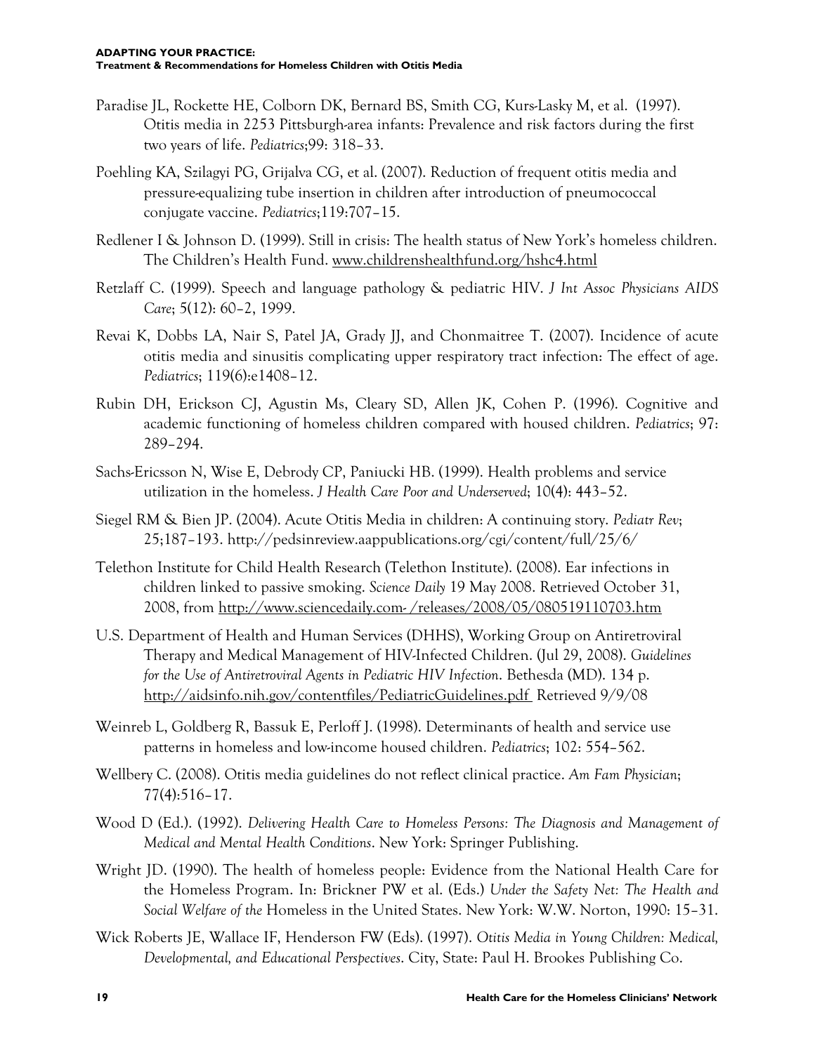Paradise JL, Rockette HE, Colborn DK, Bernard BS, Smith CG, Kurs-Lasky M, et al. (1997). Otitis media in 2253 Pittsburgh-area infants: Prevalence and risk factors during the first two years of life. *Pediatrics*;99: 318–33.

Poehling KA, Szilagyi PG, Grijalva CG, et al. (2007). Reduction of frequent otitis media and pressure-equalizing tube insertion in children after introduction of pneumococcal conjugate vaccine. *Pediatrics*;119:707–15.

Redlener I & Johnson D. (1999). Still in crisis: The health status of New York's homeless children. The Children's Health Fund. www.childrenshealthfund.org/hshc4.html

Retzlaff C. (1999). Speech and language pathology & pediatric HIV. *J Int Assoc Physicians AIDS Care*; 5(12): 60–2, 1999.

Revai K, Dobbs LA, Nair S, Patel JA, Grady JJ, and Chonmaitree T. (2007). Incidence of acute otitis media and sinusitis complicating upper respiratory tract infection: The effect of age. *Pediatrics*; 119(6):e1408–12.

Rubin DH, Erickson CJ, Agustin Ms, Cleary SD, Allen JK, Cohen P. (1996). Cognitive and academic functioning of homeless children compared with housed children. *Pediatrics*; 97: 289–294.

Sachs-Ericsson N, Wise E, Debrody CP, Paniucki HB. (1999). Health problems and service utilization in the homeless. *J Health Care Poor and Underserved*; 10(4): 443–52.

Siegel RM & Bien JP. (2004). Acute Otitis Media in children: A continuing story. *Pediatr Rev*; 25;187–193. http://pedsinreview.aappublications.org/cgi/content/full/25/6/

Telethon Institute for Child Health Research (Telethon Institute). (2008). Ear infections in children linked to passive smoking. *Science Daily* 19 May 2008. Retrieved October 31, 2008, from http://www.sciencedaily.com-/releases/2008/05/080519110703.htm

U.S. Department of Health and Human Services (DHHS), Working Group on Antiretroviral Therapy and Medical Management of HIV-Infected Children. (Jul 29, 2008). *Guidelines for the Use of Antiretroviral Agents in Pediatric HIV Infection*. Bethesda (MD). 134 p. http://aidsinfo.nih.gov/contentfiles/PediatricGuidelines.pdf Retrieved 9/9/08

Weinreb L, Goldberg R, Bassuk E, Perloff J. (1998). Determinants of health and service use patterns in homeless and low-income housed children. *Pediatrics*; 102: 554–562.

Wellbery C. (2008). Otitis media guidelines do not reflect clinical practice. *Am Fam Physician*; 77(4):516–17.

Wood D (Ed.). (1992). *Delivering Health Care to Homeless Persons: The Diagnosis and Management of Medical and Mental Health Conditions*. New York: Springer Publishing.

Wright JD. (1990). The health of homeless people: Evidence from the National Health Care for the Homeless Program. In: Brickner PW et al. (Eds.) *Under the Safety Net: The Health and Social Welfare of the* Homeless in the United States. New York: W.W. Norton, 1990: 15–31.

Wick Roberts JE, Wallace IF, Henderson FW (Eds). (1997). *Otitis Media in Young Children: Medical, Developmental, and Educational Perspectives*. City, State: Paul H. Brookes Publishing Co.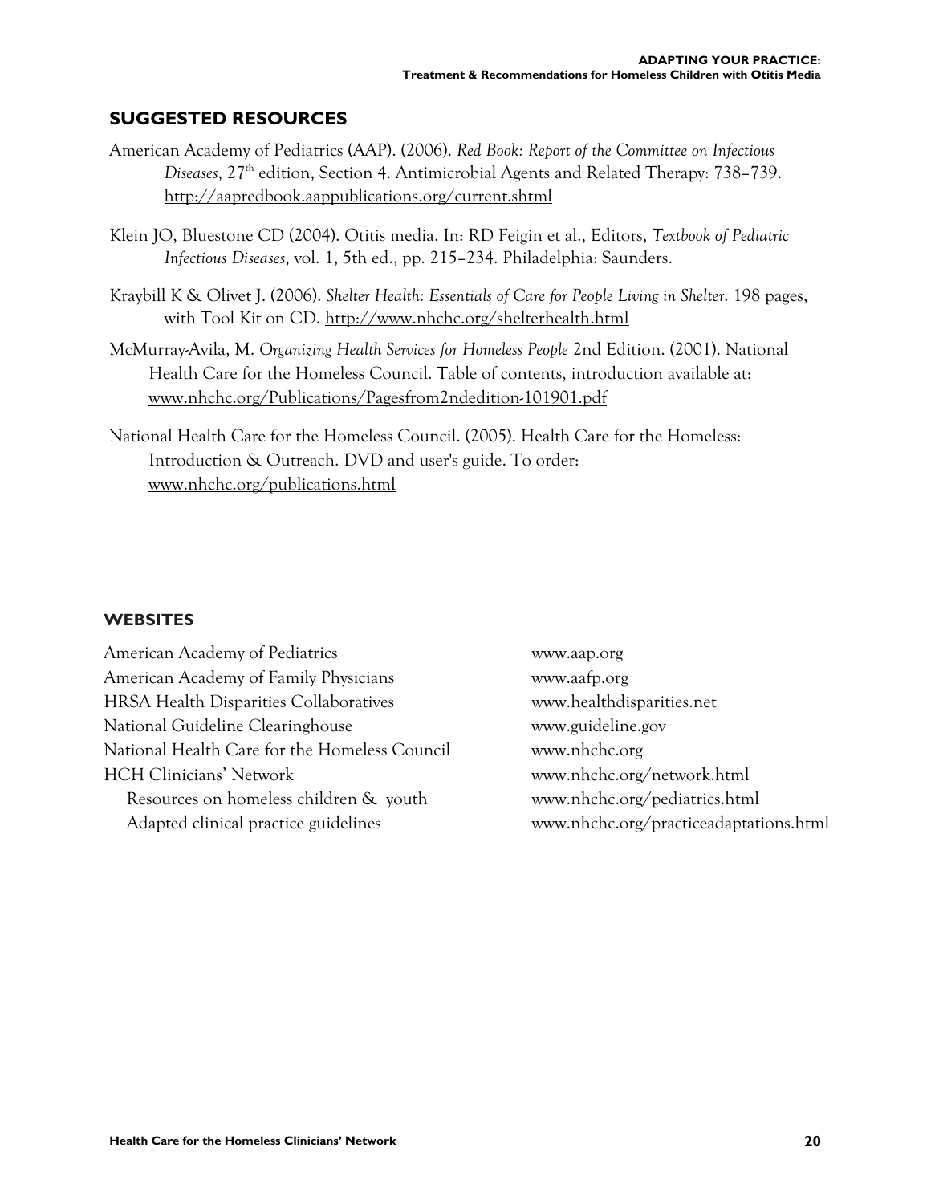## SUGGESTED RESOURCES

American Academy of Pediatrics (AAP). (2006). *Red Book: Report of the Committee on Infectious Diseases*, 27th edition, Section 4. Antimicrobial Agents and Related Therapy: 738–739. http://aapredbook.aappublications.org/current.shtml

Klein JO, Bluestone CD (2004). Otitis media. In: RD Feigin et al., Editors, *Textbook of Pediatric Infectious Diseases*, vol. 1, 5th ed., pp. 215–234. Philadelphia: Saunders.

Kraybill K & Olivet J. (2006). *Shelter Health: Essentials of Care for People Living in Shelter*. 198 pages, with Tool Kit on CD. http://www.nhchc.org/shelterhealth.html

McMurray-Avila, M. *Organizing Health Services for Homeless People* 2nd Edition. (2001). National Health Care for the Homeless Council. Table of contents, introduction available at: www.nhchc.org/Publications/Pagesfrom2ndedition-101901.pdf

National Health Care for the Homeless Council. (2005). Health Care for the Homeless: Introduction & Outreach. DVD and user's guide. To order: www.nhchc.org/publications.html

### WEBSITES

| | |
|---|---|
| American Academy of Pediatrics | www.aap.org |
| American Academy of Family Physicians | www.aafp.org |
| HRSA Health Disparities Collaboratives | www.healthdisparities.net |
| National Guideline Clearinghouse | www.guideline.gov |
| National Health Care for the Homeless Council | www.nhchc.org |
| HCH Clinicians' Network | www.nhchc.org/network.html |
| Resources on homeless children & youth | www.nhchc.org/pediatrics.html |
| Adapted clinical practice guidelines | www.nhchc.org/practiceadaptations.html |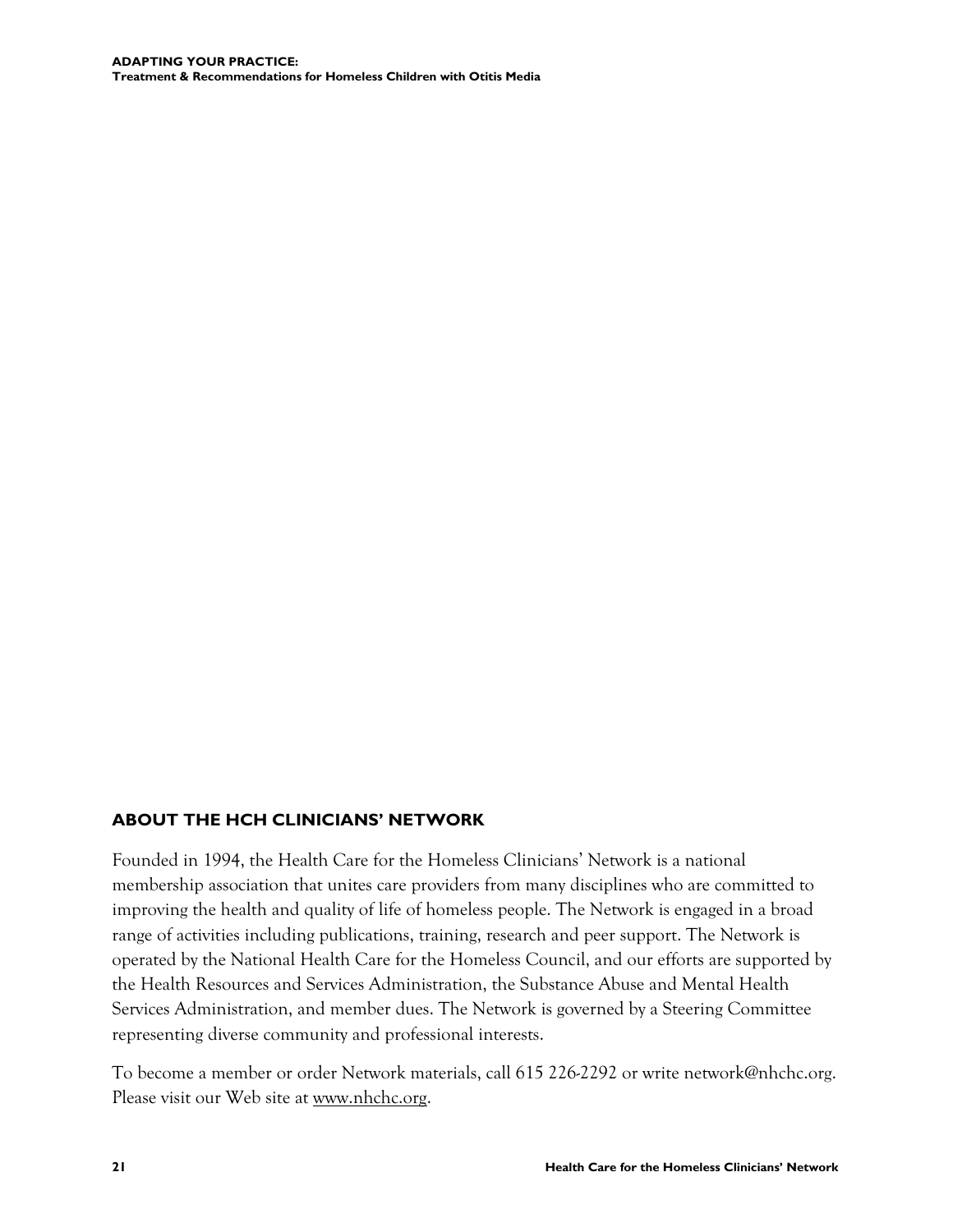## ABOUT THE HCH CLINICIANS' NETWORK

Founded in 1994, the Health Care for the Homeless Clinicians' Network is a national membership association that unites care providers from many disciplines who are committed to improving the health and quality of life of homeless people. The Network is engaged in a broad range of activities including publications, training, research and peer support. The Network is operated by the National Health Care for the Homeless Council, and our efforts are supported by the Health Resources and Services Administration, the Substance Abuse and Mental Health Services Administration, and member dues. The Network is governed by a Steering Committee representing diverse community and professional interests.

To become a member or order Network materials, call 615 226-2292 or write network@nhchc.org. Please visit our Web site at www.nhchc.org.